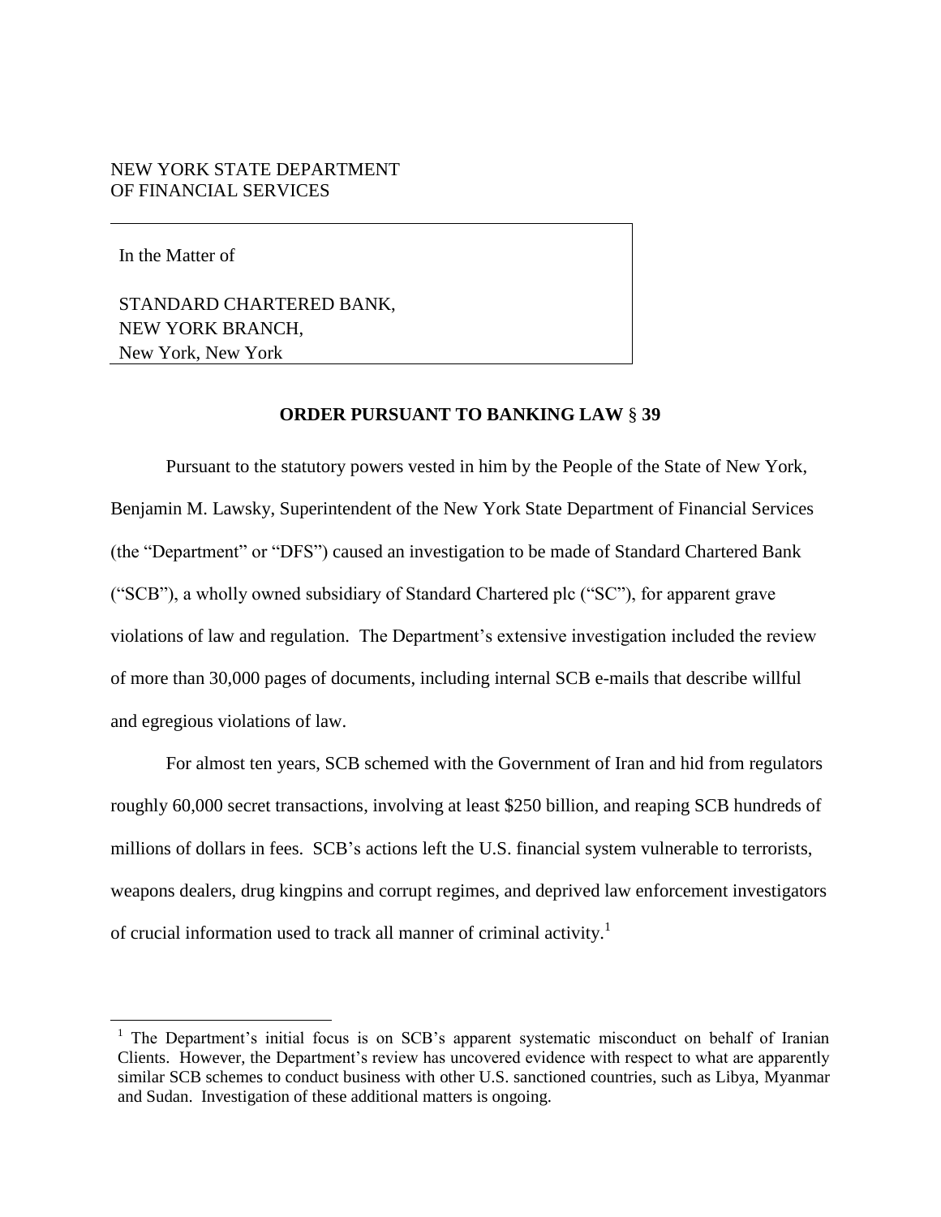NEW YORK STATE DEPARTMENT
OF FINANCIAL SERVICES

In the Matter of

STANDARD CHARTERED BANK,
NEW YORK BRANCH,
New York, New York

**ORDER PURSUANT TO BANKING LAW § 39**

Pursuant to the statutory powers vested in him by the People of the State of New York, Benjamin M. Lawsky, Superintendent of the New York State Department of Financial Services (the "Department" or "DFS") caused an investigation to be made of Standard Chartered Bank ("SCB"), a wholly owned subsidiary of Standard Chartered plc ("SC"), for apparent grave violations of law and regulation. The Department's extensive investigation included the review of more than 30,000 pages of documents, including internal SCB e-mails that describe willful and egregious violations of law.

For almost ten years, SCB schemed with the Government of Iran and hid from regulators roughly 60,000 secret transactions, involving at least $250 billion, and reaping SCB hundreds of millions of dollars in fees. SCB's actions left the U.S. financial system vulnerable to terrorists, weapons dealers, drug kingpins and corrupt regimes, and deprived law enforcement investigators of crucial information used to track all manner of criminal activity.[1]

[1] The Department's initial focus is on SCB's apparent systematic misconduct on behalf of Iranian Clients. However, the Department's review has uncovered evidence with respect to what are apparently similar SCB schemes to conduct business with other U.S. sanctioned countries, such as Libya, Myanmar and Sudan. Investigation of these additional matters is ongoing.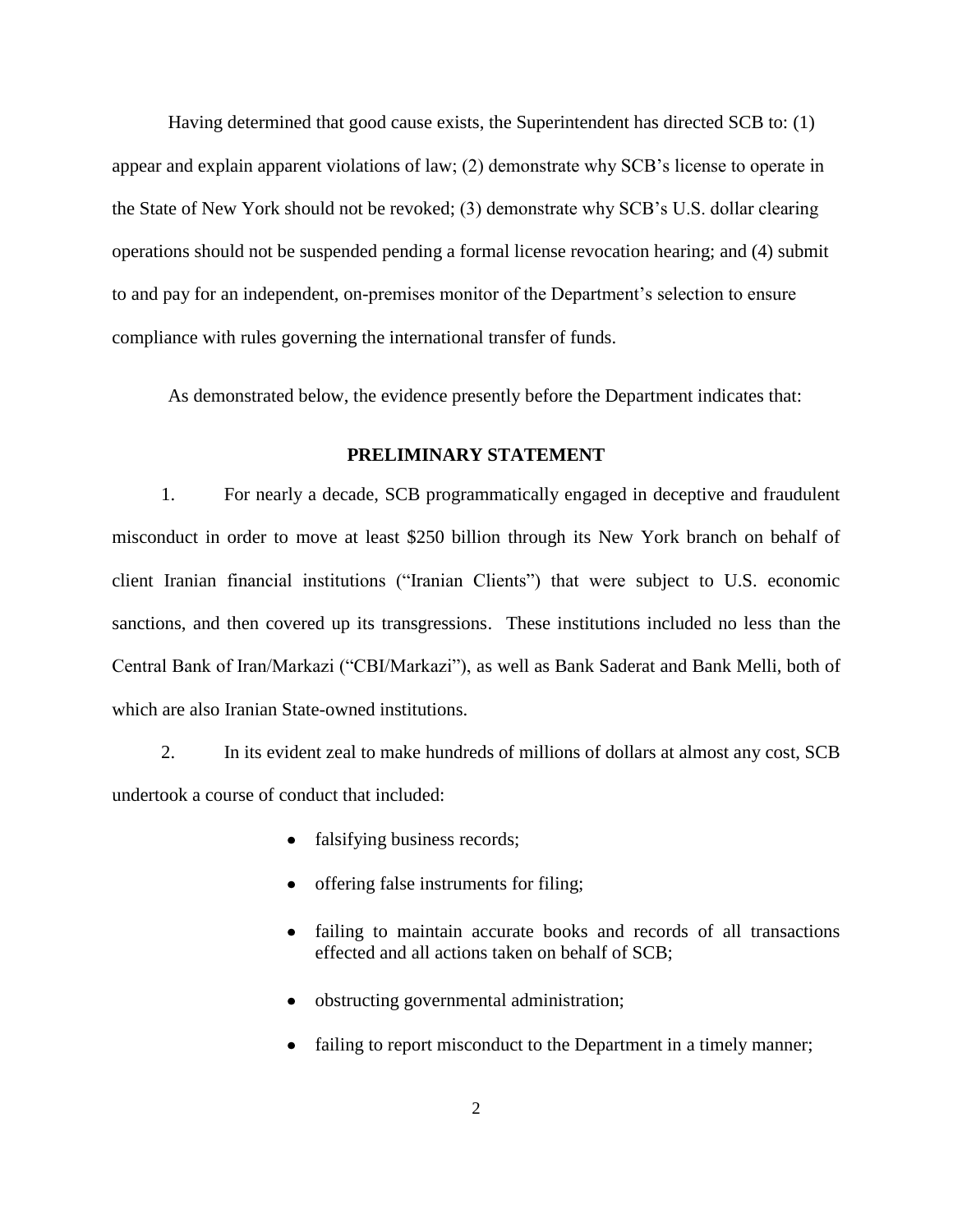Having determined that good cause exists, the Superintendent has directed SCB to: (1) appear and explain apparent violations of law; (2) demonstrate why SCB's license to operate in the State of New York should not be revoked; (3) demonstrate why SCB's U.S. dollar clearing operations should not be suspended pending a formal license revocation hearing; and (4) submit to and pay for an independent, on-premises monitor of the Department's selection to ensure compliance with rules governing the international transfer of funds.

As demonstrated below, the evidence presently before the Department indicates that:

## PRELIMINARY STATEMENT

1. For nearly a decade, SCB programmatically engaged in deceptive and fraudulent misconduct in order to move at least $250 billion through its New York branch on behalf of client Iranian financial institutions ("Iranian Clients") that were subject to U.S. economic sanctions, and then covered up its transgressions. These institutions included no less than the Central Bank of Iran/Markazi ("CBI/Markazi"), as well as Bank Saderat and Bank Melli, both of which are also Iranian State-owned institutions.

2. In its evident zeal to make hundreds of millions of dollars at almost any cost, SCB undertook a course of conduct that included:

- falsifying business records;
- offering false instruments for filing;
- failing to maintain accurate books and records of all transactions effected and all actions taken on behalf of SCB;
- obstructing governmental administration;
- failing to report misconduct to the Department in a timely manner;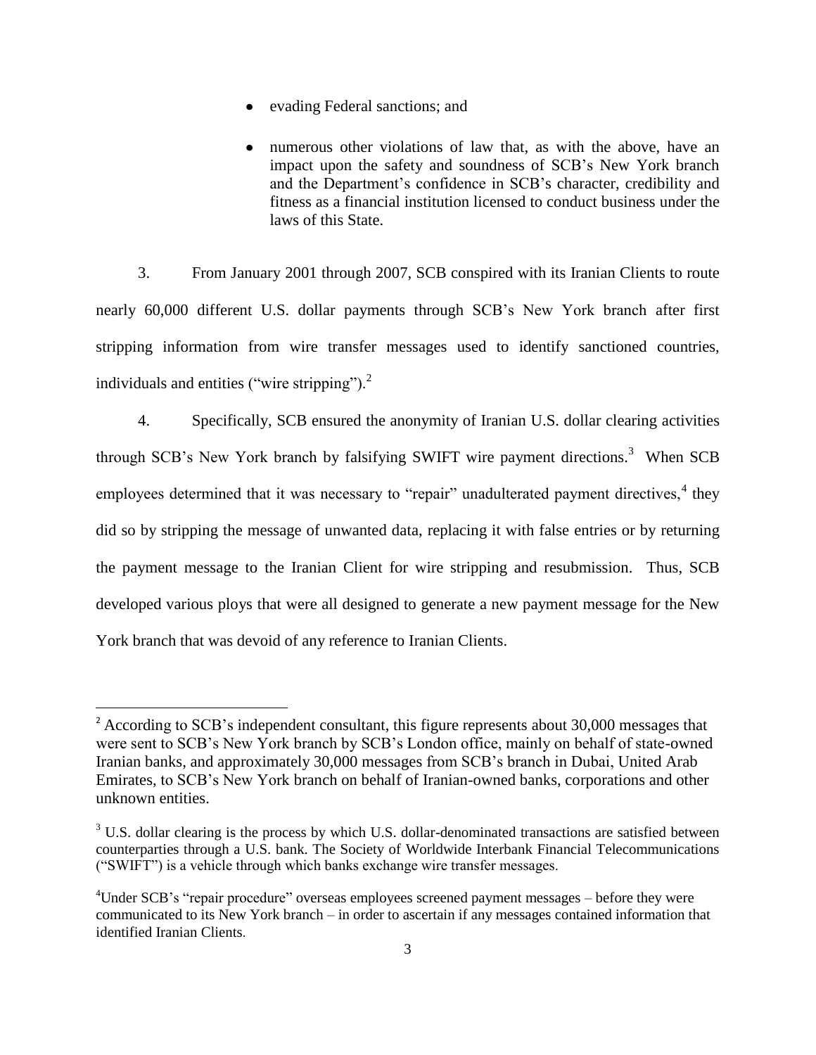- evading Federal sanctions; and
- numerous other violations of law that, as with the above, have an impact upon the safety and soundness of SCB's New York branch and the Department's confidence in SCB's character, credibility and fitness as a financial institution licensed to conduct business under the laws of this State.

3. From January 2001 through 2007, SCB conspired with its Iranian Clients to route nearly 60,000 different U.S. dollar payments through SCB's New York branch after first stripping information from wire transfer messages used to identify sanctioned countries, individuals and entities ("wire stripping").[2]

4. Specifically, SCB ensured the anonymity of Iranian U.S. dollar clearing activities through SCB's New York branch by falsifying SWIFT wire payment directions.[3] When SCB employees determined that it was necessary to "repair" unadulterated payment directives,[4] they did so by stripping the message of unwanted data, replacing it with false entries or by returning the payment message to the Iranian Client for wire stripping and resubmission. Thus, SCB developed various ploys that were all designed to generate a new payment message for the New York branch that was devoid of any reference to Iranian Clients.

---

[2] According to SCB's independent consultant, this figure represents about 30,000 messages that were sent to SCB's New York branch by SCB's London office, mainly on behalf of state-owned Iranian banks, and approximately 30,000 messages from SCB's branch in Dubai, United Arab Emirates, to SCB's New York branch on behalf of Iranian-owned banks, corporations and other unknown entities.

[3] U.S. dollar clearing is the process by which U.S. dollar-denominated transactions are satisfied between counterparties through a U.S. bank. The Society of Worldwide Interbank Financial Telecommunications ("SWIFT") is a vehicle through which banks exchange wire transfer messages.

[4] Under SCB's "repair procedure" overseas employees screened payment messages – before they were communicated to its New York branch – in order to ascertain if any messages contained information that identified Iranian Clients.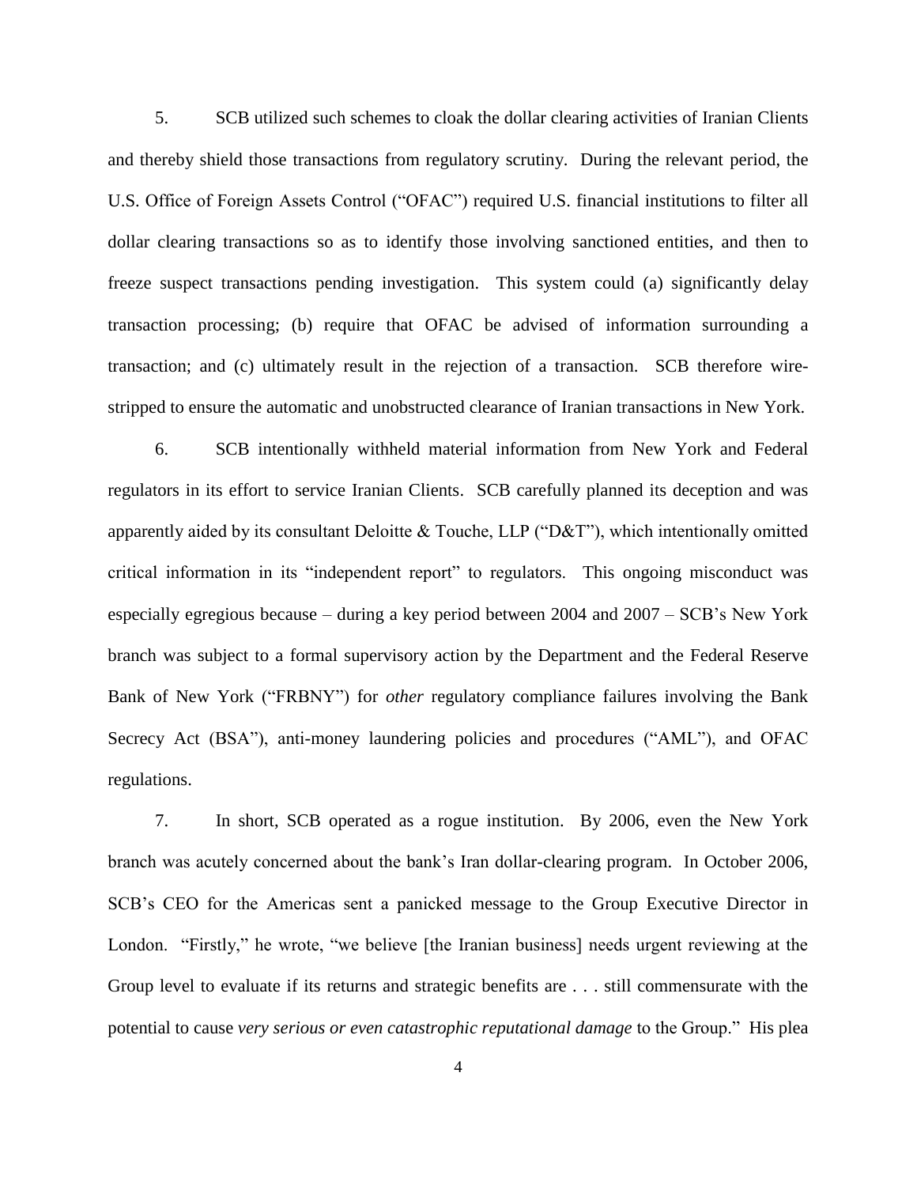5. SCB utilized such schemes to cloak the dollar clearing activities of Iranian Clients and thereby shield those transactions from regulatory scrutiny. During the relevant period, the U.S. Office of Foreign Assets Control ("OFAC") required U.S. financial institutions to filter all dollar clearing transactions so as to identify those involving sanctioned entities, and then to freeze suspect transactions pending investigation. This system could (a) significantly delay transaction processing; (b) require that OFAC be advised of information surrounding a transaction; and (c) ultimately result in the rejection of a transaction. SCB therefore wire-stripped to ensure the automatic and unobstructed clearance of Iranian transactions in New York.

6. SCB intentionally withheld material information from New York and Federal regulators in its effort to service Iranian Clients. SCB carefully planned its deception and was apparently aided by its consultant Deloitte & Touche, LLP ("D&T"), which intentionally omitted critical information in its "independent report" to regulators. This ongoing misconduct was especially egregious because – during a key period between 2004 and 2007 – SCB's New York branch was subject to a formal supervisory action by the Department and the Federal Reserve Bank of New York ("FRBNY") for *other* regulatory compliance failures involving the Bank Secrecy Act (BSA"), anti-money laundering policies and procedures ("AML"), and OFAC regulations.

7. In short, SCB operated as a rogue institution. By 2006, even the New York branch was acutely concerned about the bank's Iran dollar-clearing program. In October 2006, SCB's CEO for the Americas sent a panicked message to the Group Executive Director in London. "Firstly," he wrote, "we believe [the Iranian business] needs urgent reviewing at the Group level to evaluate if its returns and strategic benefits are . . . still commensurate with the potential to cause *very serious or even catastrophic reputational damage* to the Group." His plea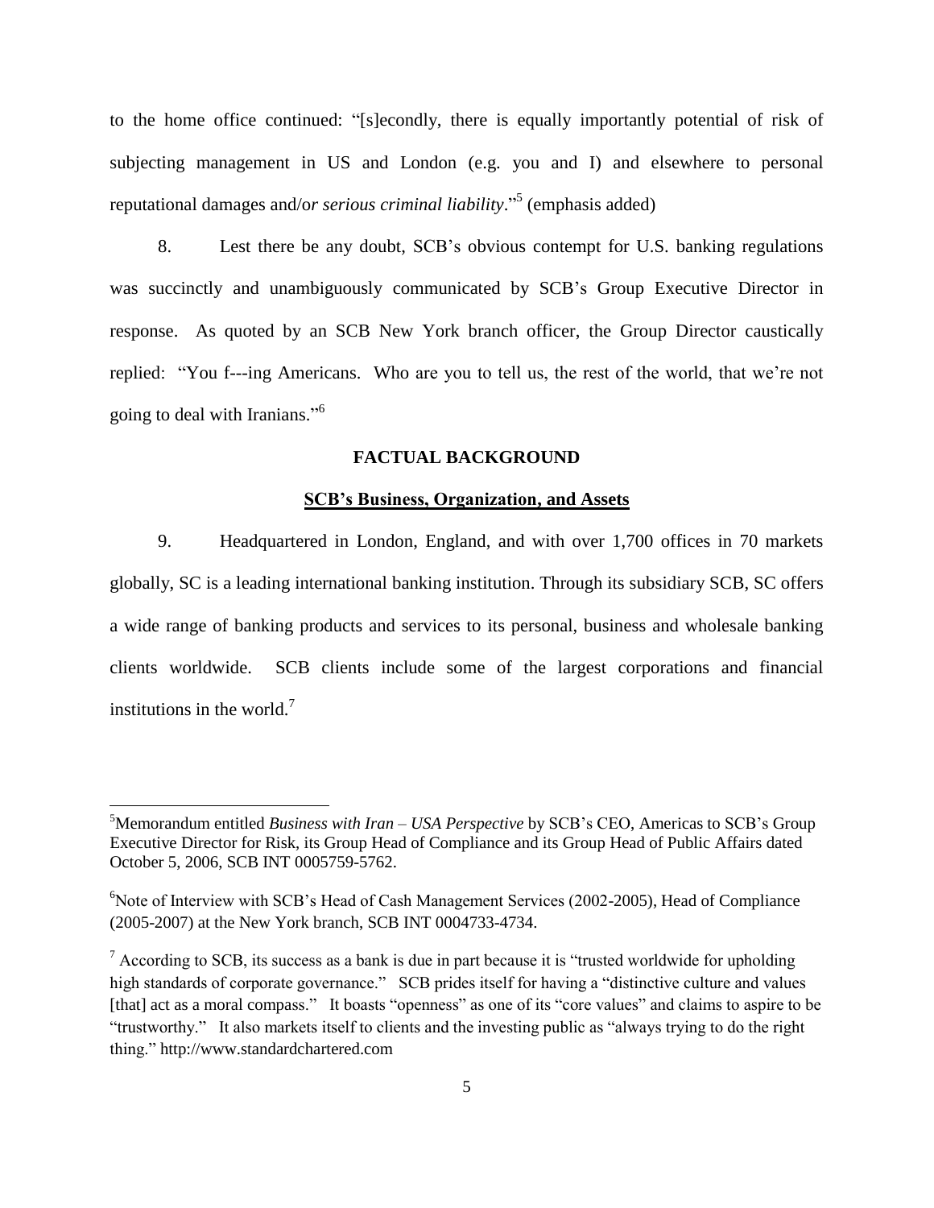to the home office continued: "[s]econdly, there is equally importantly potential of risk of subjecting management in US and London (e.g. you and I) and elsewhere to personal reputational damages and/o*r serious criminal liability*."[5] (emphasis added)

8. Lest there be any doubt, SCB's obvious contempt for U.S. banking regulations was succinctly and unambiguously communicated by SCB's Group Executive Director in response. As quoted by an SCB New York branch officer, the Group Director caustically replied: "You f---ing Americans. Who are you to tell us, the rest of the world, that we're not going to deal with Iranians."[6]

## FACTUAL BACKGROUND

### SCB's Business, Organization, and Assets

9. Headquartered in London, England, and with over 1,700 offices in 70 markets globally, SC is a leading international banking institution. Through its subsidiary SCB, SC offers a wide range of banking products and services to its personal, business and wholesale banking clients worldwide. SCB clients include some of the largest corporations and financial institutions in the world.[7]

---

[5]Memorandum entitled *Business with Iran – USA Perspective* by SCB's CEO, Americas to SCB's Group Executive Director for Risk, its Group Head of Compliance and its Group Head of Public Affairs dated October 5, 2006, SCB INT 0005759-5762.

[6]Note of Interview with SCB's Head of Cash Management Services (2002-2005), Head of Compliance (2005-2007) at the New York branch, SCB INT 0004733-4734.

[7] According to SCB, its success as a bank is due in part because it is "trusted worldwide for upholding high standards of corporate governance." SCB prides itself for having a "distinctive culture and values [that] act as a moral compass." It boasts "openness" as one of its "core values" and claims to aspire to be "trustworthy." It also markets itself to clients and the investing public as "always trying to do the right thing." http://www.standardchartered.com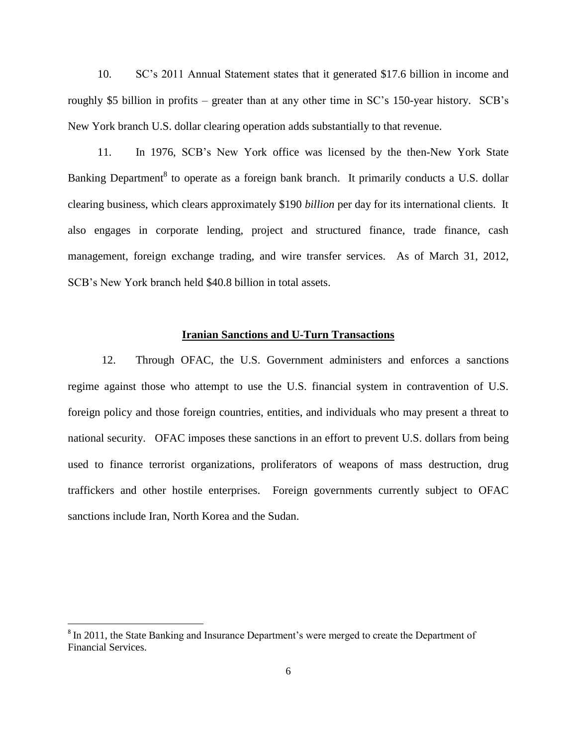10. SC's 2011 Annual Statement states that it generated $17.6 billion in income and roughly $5 billion in profits – greater than at any other time in SC's 150-year history. SCB's New York branch U.S. dollar clearing operation adds substantially to that revenue.

11. In 1976, SCB's New York office was licensed by the then-New York State Banking Department[8] to operate as a foreign bank branch. It primarily conducts a U.S. dollar clearing business, which clears approximately $190 *billion* per day for its international clients. It also engages in corporate lending, project and structured finance, trade finance, cash management, foreign exchange trading, and wire transfer services. As of March 31, 2012, SCB's New York branch held $40.8 billion in total assets.

**<u>Iranian Sanctions and U-Turn Transactions</u>**

12. Through OFAC, the U.S. Government administers and enforces a sanctions regime against those who attempt to use the U.S. financial system in contravention of U.S. foreign policy and those foreign countries, entities, and individuals who may present a threat to national security. OFAC imposes these sanctions in an effort to prevent U.S. dollars from being used to finance terrorist organizations, proliferators of weapons of mass destruction, drug traffickers and other hostile enterprises. Foreign governments currently subject to OFAC sanctions include Iran, North Korea and the Sudan.

---

[8] In 2011, the State Banking and Insurance Department's were merged to create the Department of Financial Services.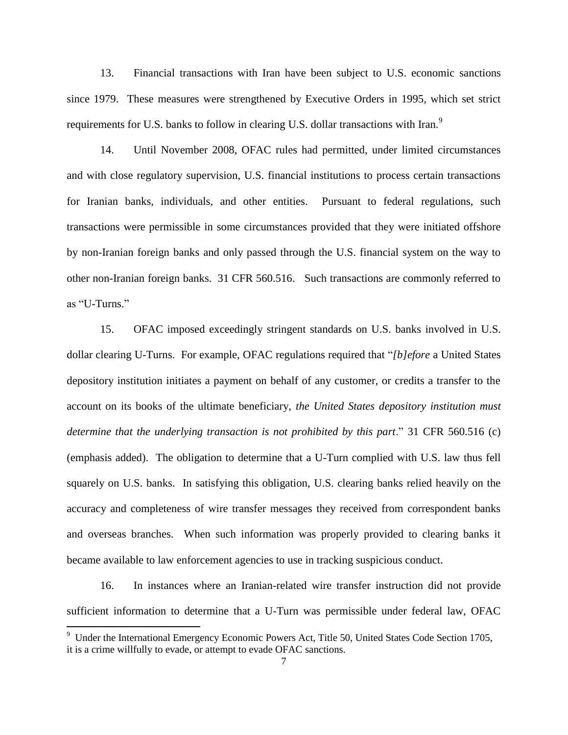13. Financial transactions with Iran have been subject to U.S. economic sanctions since 1979. These measures were strengthened by Executive Orders in 1995, which set strict requirements for U.S. banks to follow in clearing U.S. dollar transactions with Iran.[9]

14. Until November 2008, OFAC rules had permitted, under limited circumstances and with close regulatory supervision, U.S. financial institutions to process certain transactions for Iranian banks, individuals, and other entities. Pursuant to federal regulations, such transactions were permissible in some circumstances provided that they were initiated offshore by non-Iranian foreign banks and only passed through the U.S. financial system on the way to other non-Iranian foreign banks. 31 CFR 560.516. Such transactions are commonly referred to as "U-Turns."

15. OFAC imposed exceedingly stringent standards on U.S. banks involved in U.S. dollar clearing U-Turns. For example, OFAC regulations required that "*[b]efore* a United States depository institution initiates a payment on behalf of any customer, or credits a transfer to the account on its books of the ultimate beneficiary, *the United States depository institution must determine that the underlying transaction is not prohibited by this part*." 31 CFR 560.516 (c) (emphasis added). The obligation to determine that a U-Turn complied with U.S. law thus fell squarely on U.S. banks. In satisfying this obligation, U.S. clearing banks relied heavily on the accuracy and completeness of wire transfer messages they received from correspondent banks and overseas branches. When such information was properly provided to clearing banks it became available to law enforcement agencies to use in tracking suspicious conduct.

16. In instances where an Iranian-related wire transfer instruction did not provide sufficient information to determine that a U-Turn was permissible under federal law, OFAC

[9] Under the International Emergency Economic Powers Act, Title 50, United States Code Section 1705, it is a crime willfully to evade, or attempt to evade OFAC sanctions.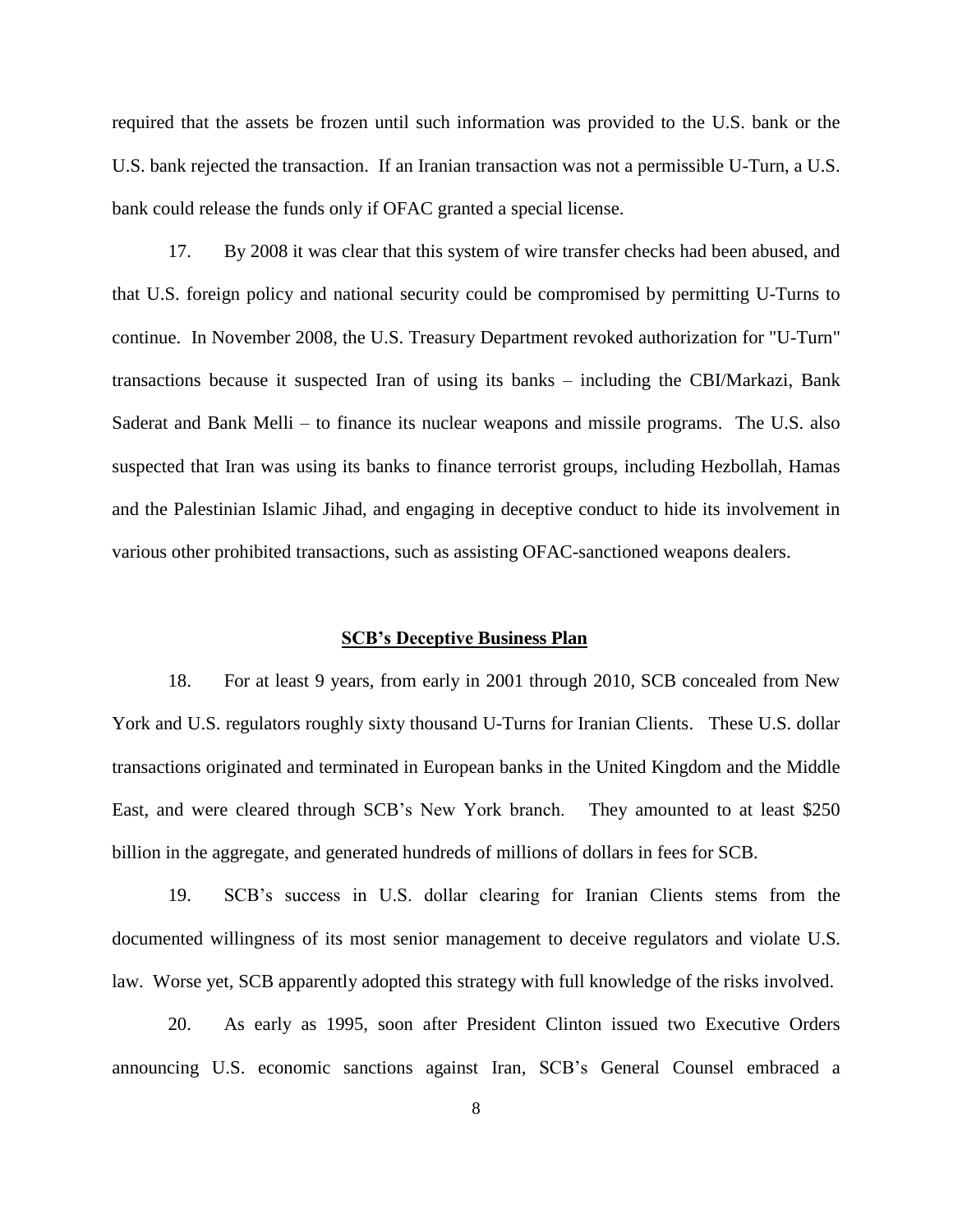required that the assets be frozen until such information was provided to the U.S. bank or the U.S. bank rejected the transaction. If an Iranian transaction was not a permissible U-Turn, a U.S. bank could release the funds only if OFAC granted a special license.

17. By 2008 it was clear that this system of wire transfer checks had been abused, and that U.S. foreign policy and national security could be compromised by permitting U-Turns to continue. In November 2008, the U.S. Treasury Department revoked authorization for "U-Turn" transactions because it suspected Iran of using its banks – including the CBI/Markazi, Bank Saderat and Bank Melli – to finance its nuclear weapons and missile programs. The U.S. also suspected that Iran was using its banks to finance terrorist groups, including Hezbollah, Hamas and the Palestinian Islamic Jihad, and engaging in deceptive conduct to hide its involvement in various other prohibited transactions, such as assisting OFAC-sanctioned weapons dealers.

## SCB's Deceptive Business Plan

18. For at least 9 years, from early in 2001 through 2010, SCB concealed from New York and U.S. regulators roughly sixty thousand U-Turns for Iranian Clients. These U.S. dollar transactions originated and terminated in European banks in the United Kingdom and the Middle East, and were cleared through SCB's New York branch. They amounted to at least $250 billion in the aggregate, and generated hundreds of millions of dollars in fees for SCB.

19. SCB's success in U.S. dollar clearing for Iranian Clients stems from the documented willingness of its most senior management to deceive regulators and violate U.S. law. Worse yet, SCB apparently adopted this strategy with full knowledge of the risks involved.

20. As early as 1995, soon after President Clinton issued two Executive Orders announcing U.S. economic sanctions against Iran, SCB's General Counsel embraced a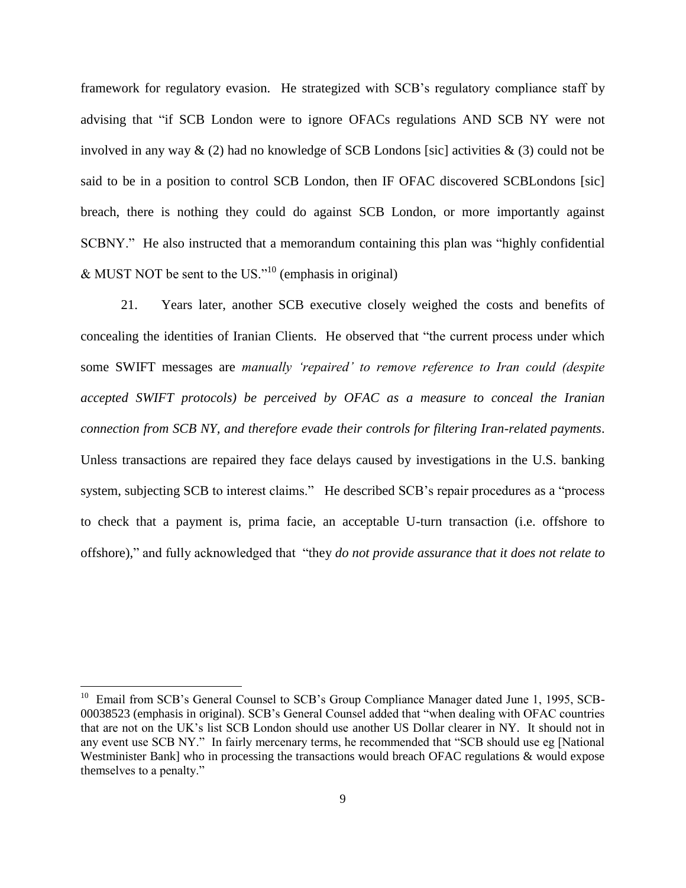framework for regulatory evasion. He strategized with SCB's regulatory compliance staff by advising that "if SCB London were to ignore OFACs regulations AND SCB NY were not involved in any way & (2) had no knowledge of SCB Londons [sic] activities & (3) could not be said to be in a position to control SCB London, then IF OFAC discovered SCBLondons [sic] breach, there is nothing they could do against SCB London, or more importantly against SCBNY." He also instructed that a memorandum containing this plan was "highly confidential & MUST NOT be sent to the US."[10] (emphasis in original)

21. Years later, another SCB executive closely weighed the costs and benefits of concealing the identities of Iranian Clients. He observed that "the current process under which some SWIFT messages are *manually 'repaired' to remove reference to Iran could (despite accepted SWIFT protocols) be perceived by OFAC as a measure to conceal the Iranian connection from SCB NY, and therefore evade their controls for filtering Iran-related payments*. Unless transactions are repaired they face delays caused by investigations in the U.S. banking system, subjecting SCB to interest claims." He described SCB's repair procedures as a "process to check that a payment is, prima facie, an acceptable U-turn transaction (i.e. offshore to offshore)," and fully acknowledged that "they *do not provide assurance that it does not relate to*

---

[10] Email from SCB's General Counsel to SCB's Group Compliance Manager dated June 1, 1995, SCB-00038523 (emphasis in original). SCB's General Counsel added that "when dealing with OFAC countries that are not on the UK's list SCB London should use another US Dollar clearer in NY. It should not in any event use SCB NY." In fairly mercenary terms, he recommended that "SCB should use eg [National Westminister Bank] who in processing the transactions would breach OFAC regulations & would expose themselves to a penalty."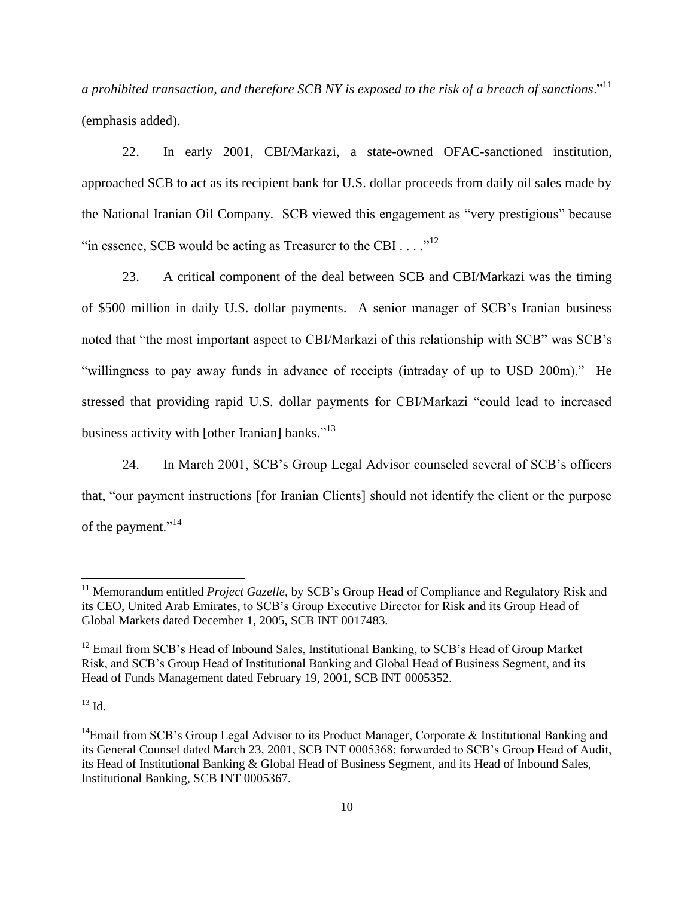*a prohibited transaction, and therefore SCB NY is exposed to the risk of a breach of sanctions*."[11] (emphasis added).

22. In early 2001, CBI/Markazi, a state-owned OFAC-sanctioned institution, approached SCB to act as its recipient bank for U.S. dollar proceeds from daily oil sales made by the National Iranian Oil Company. SCB viewed this engagement as "very prestigious" because "in essence, SCB would be acting as Treasurer to the CBI . . . ."[12]

23. A critical component of the deal between SCB and CBI/Markazi was the timing of $500 million in daily U.S. dollar payments. A senior manager of SCB's Iranian business noted that "the most important aspect to CBI/Markazi of this relationship with SCB" was SCB's "willingness to pay away funds in advance of receipts (intraday of up to USD 200m)." He stressed that providing rapid U.S. dollar payments for CBI/Markazi "could lead to increased business activity with [other Iranian] banks."[13]

24. In March 2001, SCB's Group Legal Advisor counseled several of SCB's officers that, "our payment instructions [for Iranian Clients] should not identify the client or the purpose of the payment."[14]

---

[11] Memorandum entitled *Project Gazelle*, by SCB's Group Head of Compliance and Regulatory Risk and its CEO, United Arab Emirates, to SCB's Group Executive Director for Risk and its Group Head of Global Markets dated December 1, 2005, SCB INT 0017483.

[12] Email from SCB's Head of Inbound Sales, Institutional Banking, to SCB's Head of Group Market Risk, and SCB's Group Head of Institutional Banking and Global Head of Business Segment, and its Head of Funds Management dated February 19, 2001, SCB INT 0005352.

[13] Id.

[14] Email from SCB's Group Legal Advisor to its Product Manager, Corporate & Institutional Banking and its General Counsel dated March 23, 2001, SCB INT 0005368; forwarded to SCB's Group Head of Audit, its Head of Institutional Banking & Global Head of Business Segment, and its Head of Inbound Sales, Institutional Banking, SCB INT 0005367.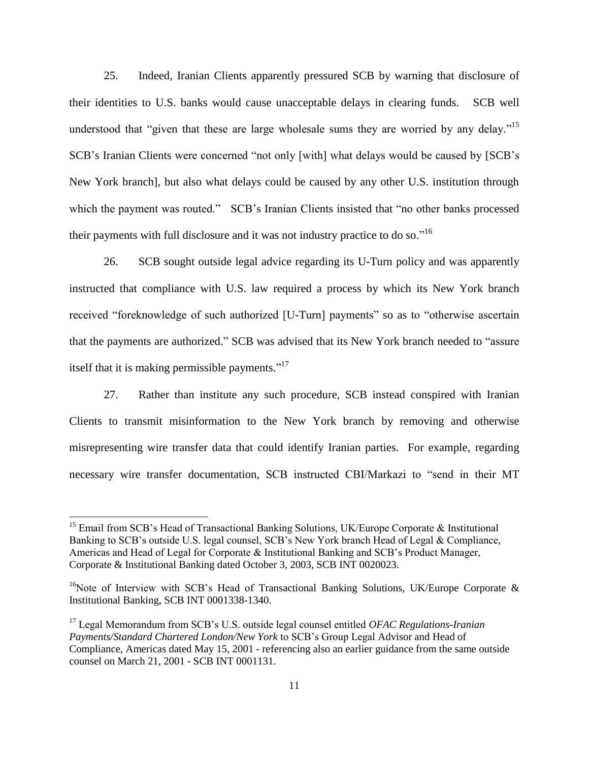25. Indeed, Iranian Clients apparently pressured SCB by warning that disclosure of their identities to U.S. banks would cause unacceptable delays in clearing funds. SCB well understood that "given that these are large wholesale sums they are worried by any delay."[15] SCB's Iranian Clients were concerned "not only [with] what delays would be caused by [SCB's New York branch], but also what delays could be caused by any other U.S. institution through which the payment was routed." SCB's Iranian Clients insisted that "no other banks processed their payments with full disclosure and it was not industry practice to do so."[16]

26. SCB sought outside legal advice regarding its U-Turn policy and was apparently instructed that compliance with U.S. law required a process by which its New York branch received "foreknowledge of such authorized [U-Turn] payments" so as to "otherwise ascertain that the payments are authorized." SCB was advised that its New York branch needed to "assure itself that it is making permissible payments."[17]

27. Rather than institute any such procedure, SCB instead conspired with Iranian Clients to transmit misinformation to the New York branch by removing and otherwise misrepresenting wire transfer data that could identify Iranian parties. For example, regarding necessary wire transfer documentation, SCB instructed CBI/Markazi to "send in their MT

---

[15] Email from SCB's Head of Transactional Banking Solutions, UK/Europe Corporate & Institutional Banking to SCB's outside U.S. legal counsel, SCB's New York branch Head of Legal & Compliance, Americas and Head of Legal for Corporate & Institutional Banking and SCB's Product Manager, Corporate & Institutional Banking dated October 3, 2003, SCB INT 0020023.

[16] Note of Interview with SCB's Head of Transactional Banking Solutions, UK/Europe Corporate & Institutional Banking, SCB INT 0001338-1340.

[17] Legal Memorandum from SCB's U.S. outside legal counsel entitled *OFAC Regulations-Iranian Payments/Standard Chartered London/New York* to SCB's Group Legal Advisor and Head of Compliance, Americas dated May 15, 2001 - referencing also an earlier guidance from the same outside counsel on March 21, 2001 - SCB INT 0001131.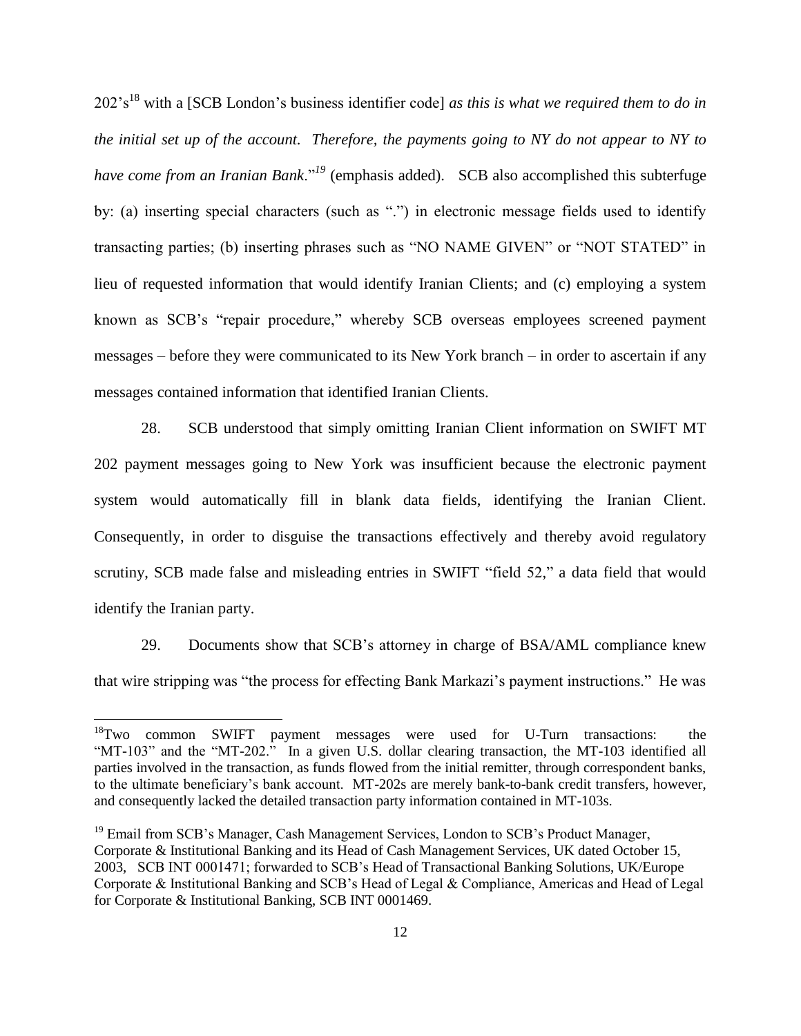202's[18] with a [SCB London's business identifier code] *as this is what we required them to do in the initial set up of the account. Therefore, the payments going to NY do not appear to NY to have come from an Iranian Bank*."[19] (emphasis added). SCB also accomplished this subterfuge by: (a) inserting special characters (such as ".") in electronic message fields used to identify transacting parties; (b) inserting phrases such as "NO NAME GIVEN" or "NOT STATED" in lieu of requested information that would identify Iranian Clients; and (c) employing a system known as SCB's "repair procedure," whereby SCB overseas employees screened payment messages – before they were communicated to its New York branch – in order to ascertain if any messages contained information that identified Iranian Clients.

28. SCB understood that simply omitting Iranian Client information on SWIFT MT 202 payment messages going to New York was insufficient because the electronic payment system would automatically fill in blank data fields, identifying the Iranian Client. Consequently, in order to disguise the transactions effectively and thereby avoid regulatory scrutiny, SCB made false and misleading entries in SWIFT "field 52," a data field that would identify the Iranian party.

29. Documents show that SCB's attorney in charge of BSA/AML compliance knew that wire stripping was "the process for effecting Bank Markazi's payment instructions." He was

---

[18] Two common SWIFT payment messages were used for U-Turn transactions: the "MT-103" and the "MT-202." In a given U.S. dollar clearing transaction, the MT-103 identified all parties involved in the transaction, as funds flowed from the initial remitter, through correspondent banks, to the ultimate beneficiary's bank account. MT-202s are merely bank-to-bank credit transfers, however, and consequently lacked the detailed transaction party information contained in MT-103s.

[19] Email from SCB's Manager, Cash Management Services, London to SCB's Product Manager, Corporate & Institutional Banking and its Head of Cash Management Services, UK dated October 15, 2003, SCB INT 0001471; forwarded to SCB's Head of Transactional Banking Solutions, UK/Europe Corporate & Institutional Banking and SCB's Head of Legal & Compliance, Americas and Head of Legal for Corporate & Institutional Banking, SCB INT 0001469.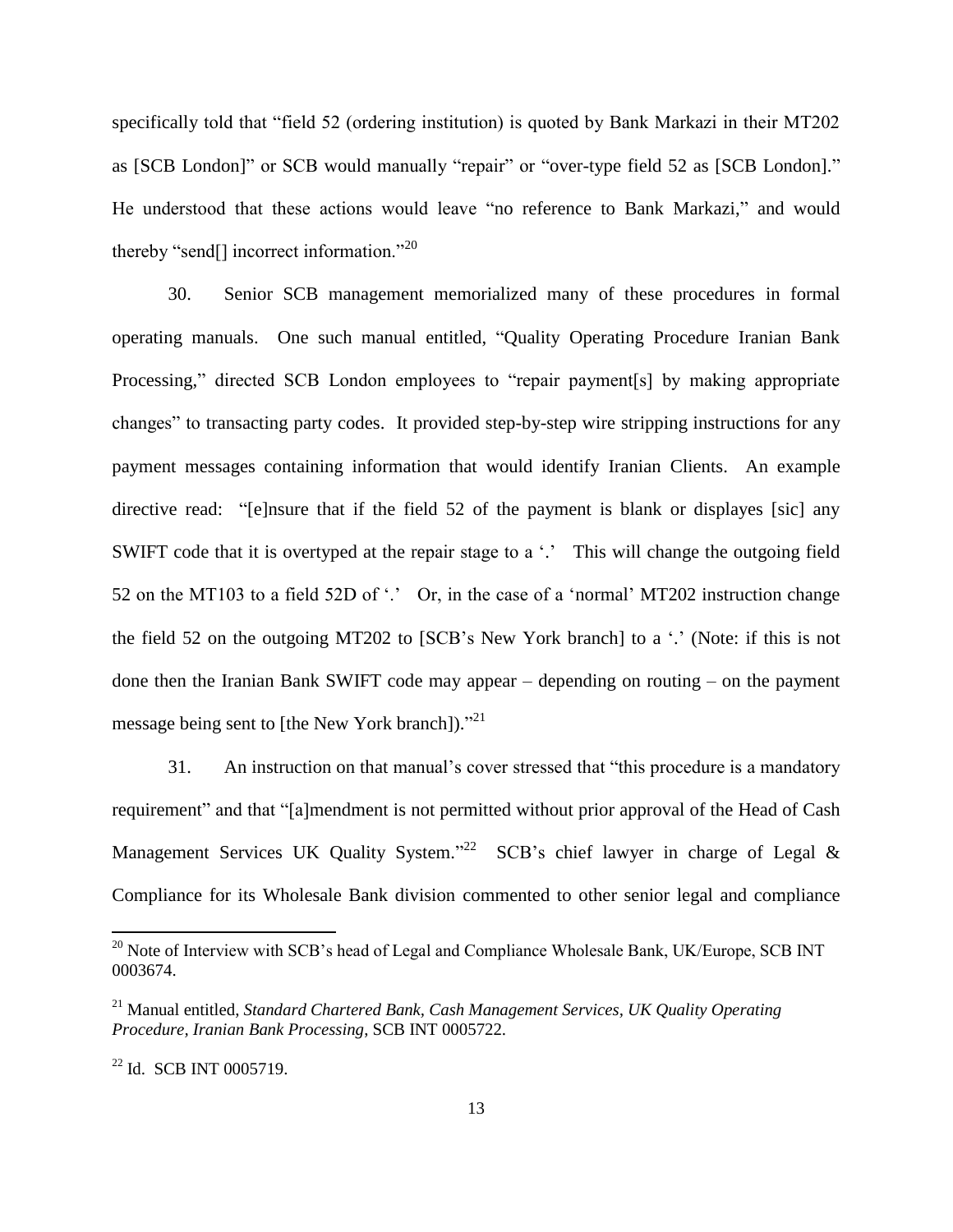specifically told that "field 52 (ordering institution) is quoted by Bank Markazi in their MT202 as [SCB London]" or SCB would manually "repair" or "over-type field 52 as [SCB London]." He understood that these actions would leave "no reference to Bank Markazi," and would thereby "send[] incorrect information."[20]

30. Senior SCB management memorialized many of these procedures in formal operating manuals. One such manual entitled, "Quality Operating Procedure Iranian Bank Processing," directed SCB London employees to "repair payment[s] by making appropriate changes" to transacting party codes. It provided step-by-step wire stripping instructions for any payment messages containing information that would identify Iranian Clients. An example directive read: "[e]nsure that if the field 52 of the payment is blank or displayes [sic] any SWIFT code that it is overtyped at the repair stage to a '.' This will change the outgoing field 52 on the MT103 to a field 52D of '.' Or, in the case of a 'normal' MT202 instruction change the field 52 on the outgoing MT202 to [SCB's New York branch] to a '.' (Note: if this is not done then the Iranian Bank SWIFT code may appear – depending on routing – on the payment message being sent to [the New York branch])."[21]

31. An instruction on that manual's cover stressed that "this procedure is a mandatory requirement" and that "[a]mendment is not permitted without prior approval of the Head of Cash Management Services UK Quality System."[22] SCB's chief lawyer in charge of Legal & Compliance for its Wholesale Bank division commented to other senior legal and compliance

---

[20] Note of Interview with SCB's head of Legal and Compliance Wholesale Bank, UK/Europe, SCB INT 0003674.

[21] Manual entitled, *Standard Chartered Bank, Cash Management Services, UK Quality Operating Procedure, Iranian Bank Processing*, SCB INT 0005722.

[22] Id. SCB INT 0005719.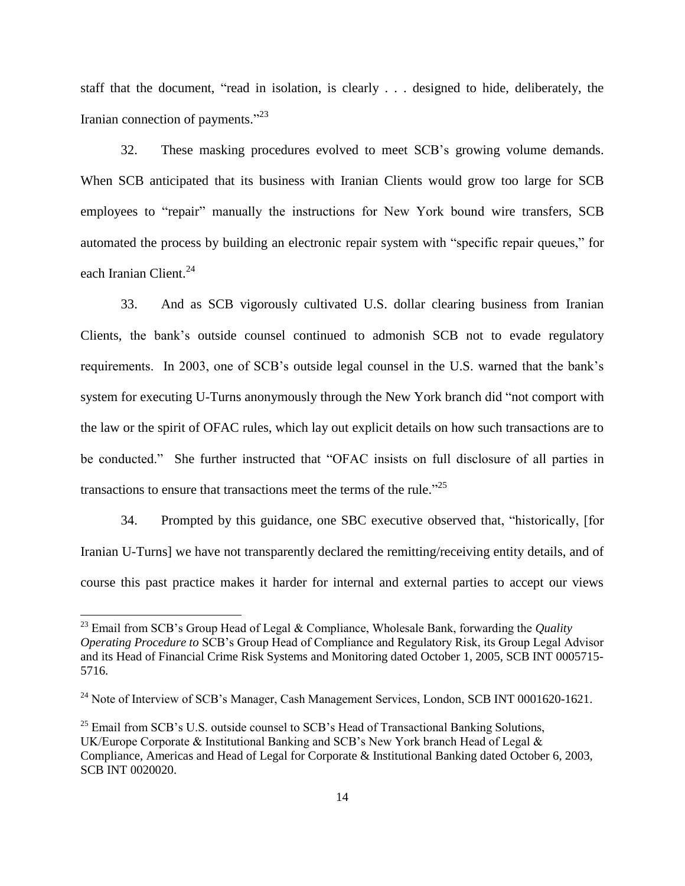staff that the document, "read in isolation, is clearly . . . designed to hide, deliberately, the Iranian connection of payments."[23]

32. These masking procedures evolved to meet SCB's growing volume demands. When SCB anticipated that its business with Iranian Clients would grow too large for SCB employees to "repair" manually the instructions for New York bound wire transfers, SCB automated the process by building an electronic repair system with "specific repair queues," for each Iranian Client.[24]

33. And as SCB vigorously cultivated U.S. dollar clearing business from Iranian Clients, the bank's outside counsel continued to admonish SCB not to evade regulatory requirements. In 2003, one of SCB's outside legal counsel in the U.S. warned that the bank's system for executing U-Turns anonymously through the New York branch did "not comport with the law or the spirit of OFAC rules, which lay out explicit details on how such transactions are to be conducted." She further instructed that "OFAC insists on full disclosure of all parties in transactions to ensure that transactions meet the terms of the rule."[25]

34. Prompted by this guidance, one SBC executive observed that, "historically, [for Iranian U-Turns] we have not transparently declared the remitting/receiving entity details, and of course this past practice makes it harder for internal and external parties to accept our views

---

[23] Email from SCB's Group Head of Legal & Compliance, Wholesale Bank, forwarding the *Quality Operating Procedure to* SCB's Group Head of Compliance and Regulatory Risk, its Group Legal Advisor and its Head of Financial Crime Risk Systems and Monitoring dated October 1, 2005, SCB INT 0005715-5716.

[24] Note of Interview of SCB's Manager, Cash Management Services, London, SCB INT 0001620-1621.

[25] Email from SCB's U.S. outside counsel to SCB's Head of Transactional Banking Solutions, UK/Europe Corporate & Institutional Banking and SCB's New York branch Head of Legal & Compliance, Americas and Head of Legal for Corporate & Institutional Banking dated October 6, 2003, SCB INT 0020020.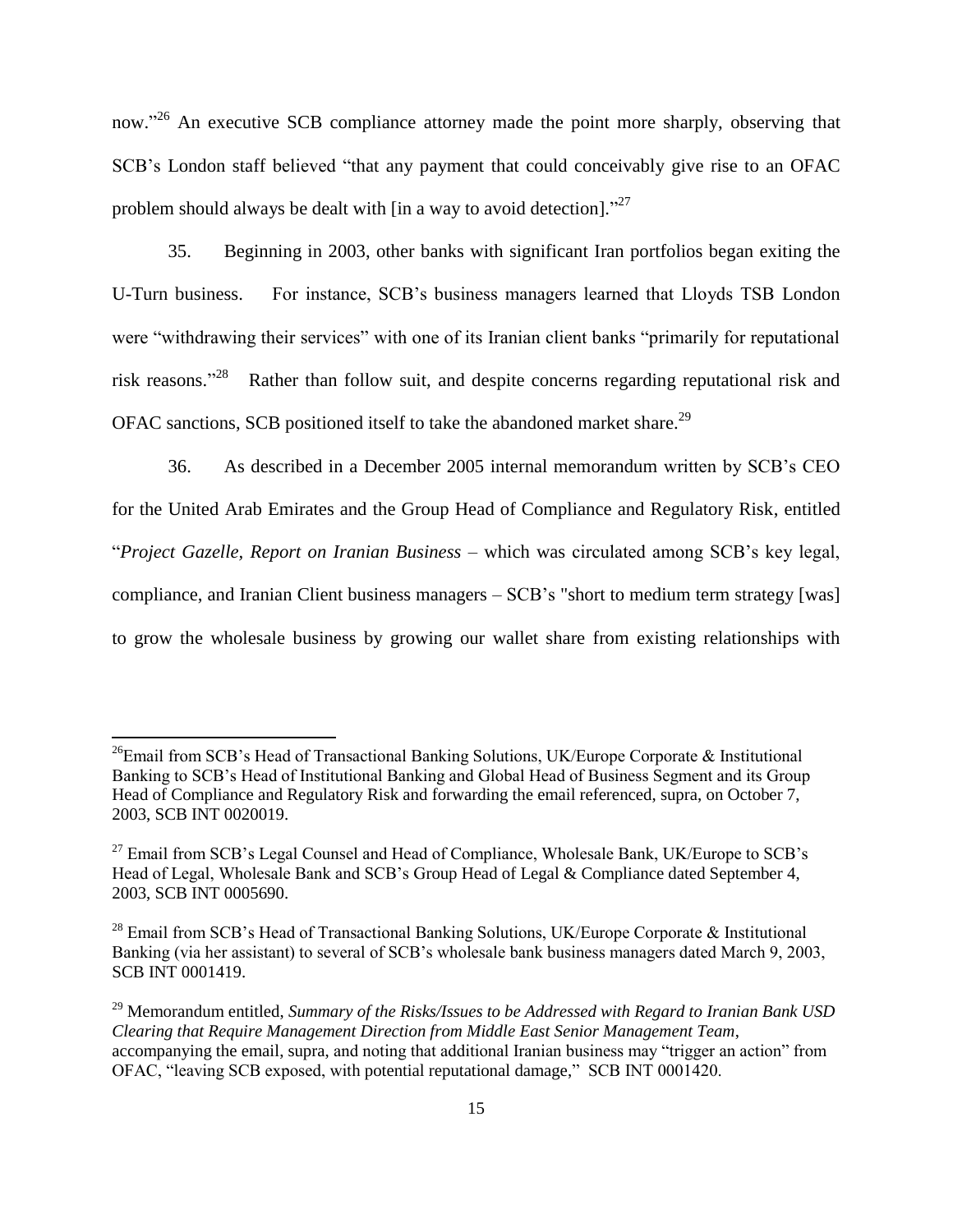now."[26] An executive SCB compliance attorney made the point more sharply, observing that SCB's London staff believed "that any payment that could conceivably give rise to an OFAC problem should always be dealt with [in a way to avoid detection]."[27]

35. Beginning in 2003, other banks with significant Iran portfolios began exiting the U-Turn business. For instance, SCB's business managers learned that Lloyds TSB London were "withdrawing their services" with one of its Iranian client banks "primarily for reputational risk reasons."[28] Rather than follow suit, and despite concerns regarding reputational risk and OFAC sanctions, SCB positioned itself to take the abandoned market share.[29]

36. As described in a December 2005 internal memorandum written by SCB's CEO for the United Arab Emirates and the Group Head of Compliance and Regulatory Risk, entitled "*Project Gazelle, Report on Iranian Business* – which was circulated among SCB's key legal, compliance, and Iranian Client business managers – SCB's "short to medium term strategy [was] to grow the wholesale business by growing our wallet share from existing relationships with

---

[26] Email from SCB's Head of Transactional Banking Solutions, UK/Europe Corporate & Institutional Banking to SCB's Head of Institutional Banking and Global Head of Business Segment and its Group Head of Compliance and Regulatory Risk and forwarding the email referenced, supra, on October 7, 2003, SCB INT 0020019.

[27] Email from SCB's Legal Counsel and Head of Compliance, Wholesale Bank, UK/Europe to SCB's Head of Legal, Wholesale Bank and SCB's Group Head of Legal & Compliance dated September 4, 2003, SCB INT 0005690.

[28] Email from SCB's Head of Transactional Banking Solutions, UK/Europe Corporate & Institutional Banking (via her assistant) to several of SCB's wholesale bank business managers dated March 9, 2003, SCB INT 0001419.

[29] Memorandum entitled, *Summary of the Risks/Issues to be Addressed with Regard to Iranian Bank USD Clearing that Require Management Direction from Middle East Senior Management Team*, accompanying the email, supra, and noting that additional Iranian business may "trigger an action" from OFAC, "leaving SCB exposed, with potential reputational damage," SCB INT 0001420.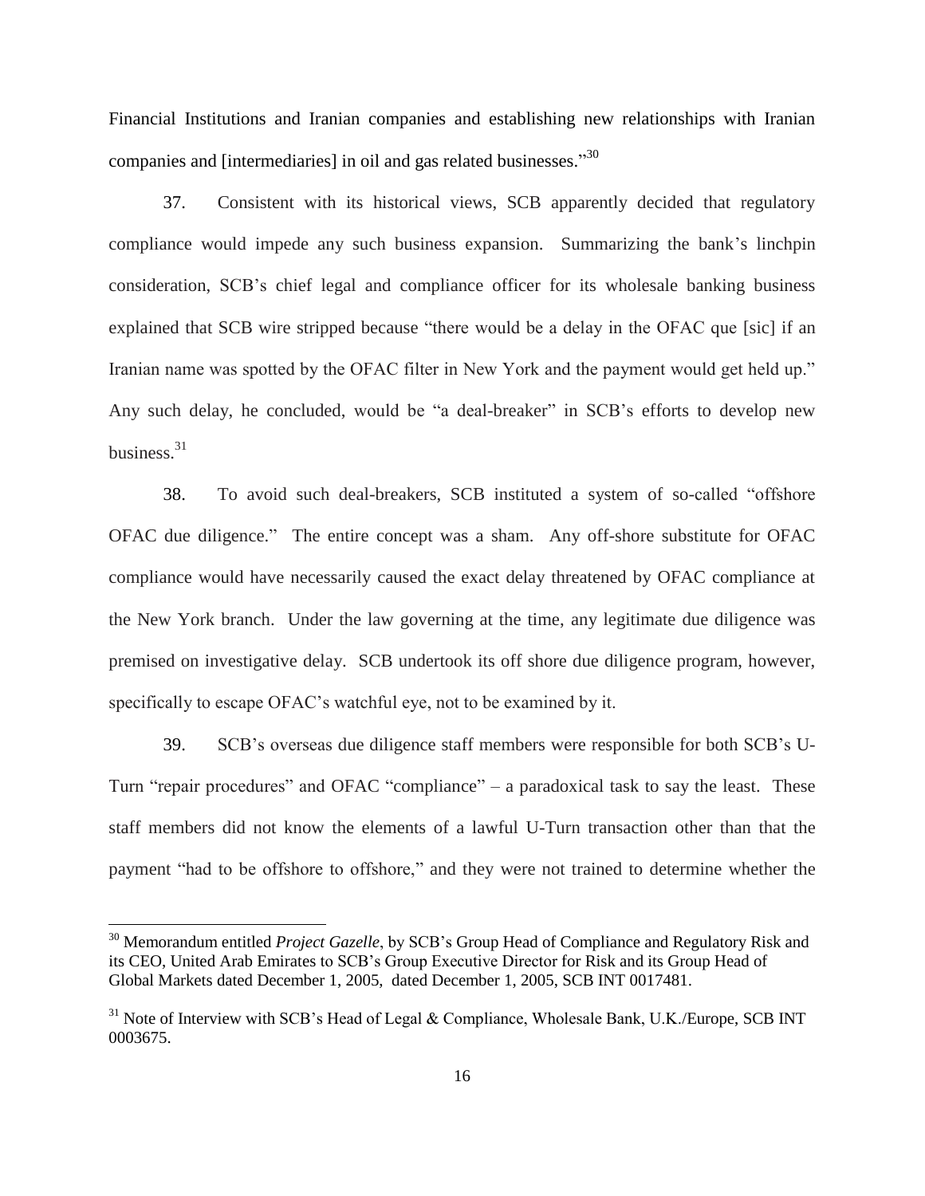Financial Institutions and Iranian companies and establishing new relationships with Iranian companies and [intermediaries] in oil and gas related businesses."[30]

37. Consistent with its historical views, SCB apparently decided that regulatory compliance would impede any such business expansion. Summarizing the bank's linchpin consideration, SCB's chief legal and compliance officer for its wholesale banking business explained that SCB wire stripped because "there would be a delay in the OFAC que [sic] if an Iranian name was spotted by the OFAC filter in New York and the payment would get held up." Any such delay, he concluded, would be "a deal-breaker" in SCB's efforts to develop new business.[31]

38. To avoid such deal-breakers, SCB instituted a system of so-called "offshore OFAC due diligence." The entire concept was a sham. Any off-shore substitute for OFAC compliance would have necessarily caused the exact delay threatened by OFAC compliance at the New York branch. Under the law governing at the time, any legitimate due diligence was premised on investigative delay. SCB undertook its off shore due diligence program, however, specifically to escape OFAC's watchful eye, not to be examined by it.

39. SCB's overseas due diligence staff members were responsible for both SCB's U-Turn "repair procedures" and OFAC "compliance" – a paradoxical task to say the least. These staff members did not know the elements of a lawful U-Turn transaction other than that the payment "had to be offshore to offshore," and they were not trained to determine whether the

---

[30] Memorandum entitled *Project Gazelle*, by SCB's Group Head of Compliance and Regulatory Risk and its CEO, United Arab Emirates to SCB's Group Executive Director for Risk and its Group Head of Global Markets dated December 1, 2005, dated December 1, 2005, SCB INT 0017481.

[31] Note of Interview with SCB's Head of Legal & Compliance, Wholesale Bank, U.K./Europe, SCB INT 0003675.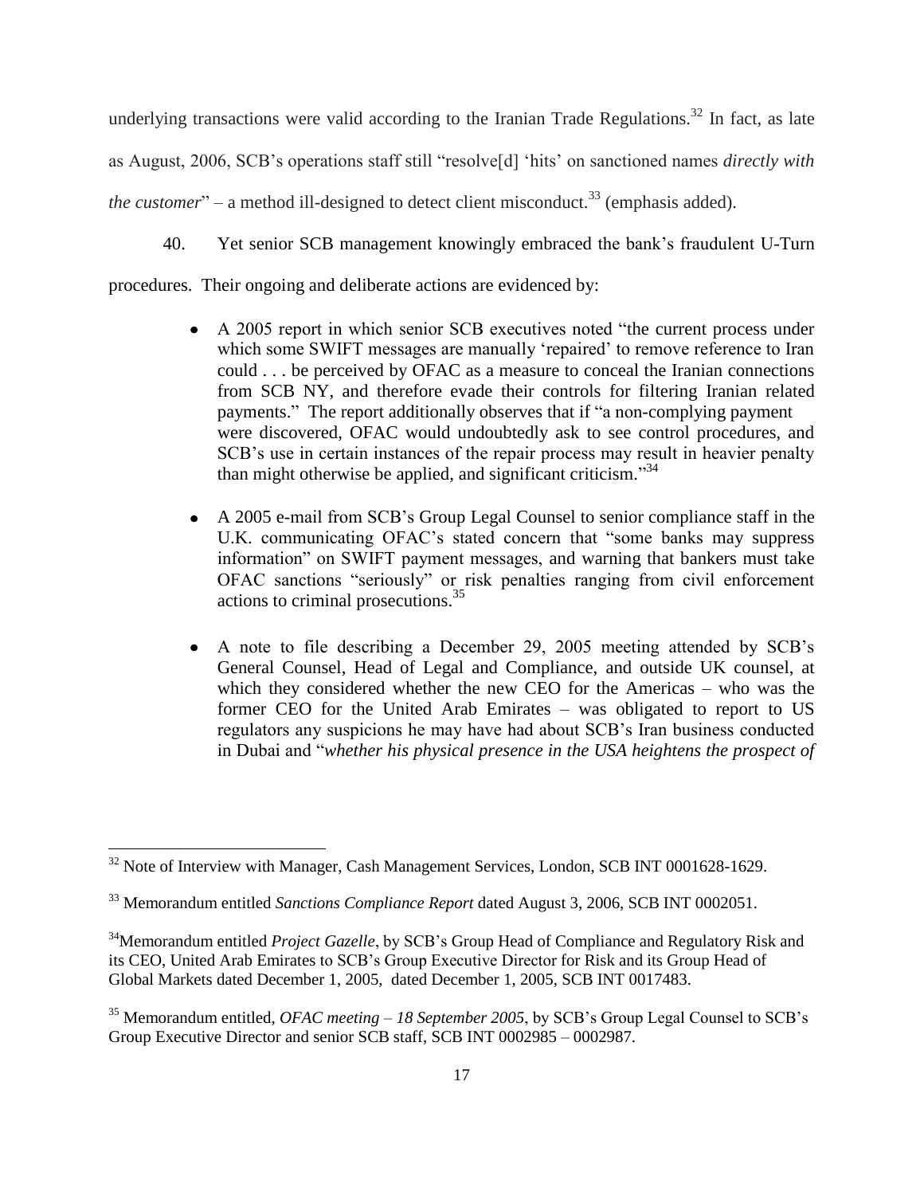underlying transactions were valid according to the Iranian Trade Regulations.[32] In fact, as late as August, 2006, SCB's operations staff still "resolve[d] 'hits' on sanctioned names *directly with the customer*" – a method ill-designed to detect client misconduct.[33] (emphasis added).

40. Yet senior SCB management knowingly embraced the bank's fraudulent U-Turn procedures. Their ongoing and deliberate actions are evidenced by:

- A 2005 report in which senior SCB executives noted "the current process under which some SWIFT messages are manually 'repaired' to remove reference to Iran could . . . be perceived by OFAC as a measure to conceal the Iranian connections from SCB NY, and therefore evade their controls for filtering Iranian related payments." The report additionally observes that if "a non-complying payment were discovered, OFAC would undoubtedly ask to see control procedures, and SCB's use in certain instances of the repair process may result in heavier penalty than might otherwise be applied, and significant criticism."[34]

- A 2005 e-mail from SCB's Group Legal Counsel to senior compliance staff in the U.K. communicating OFAC's stated concern that "some banks may suppress information" on SWIFT payment messages, and warning that bankers must take OFAC sanctions "seriously" or risk penalties ranging from civil enforcement actions to criminal prosecutions.[35]

- A note to file describing a December 29, 2005 meeting attended by SCB's General Counsel, Head of Legal and Compliance, and outside UK counsel, at which they considered whether the new CEO for the Americas – who was the former CEO for the United Arab Emirates – was obligated to report to US regulators any suspicions he may have had about SCB's Iran business conducted in Dubai and "*whether his physical presence in the USA heightens the prospect of*

---

[32] Note of Interview with Manager, Cash Management Services, London, SCB INT 0001628-1629.

[33] Memorandum entitled *Sanctions Compliance Report* dated August 3, 2006, SCB INT 0002051.

[34] Memorandum entitled *Project Gazelle*, by SCB's Group Head of Compliance and Regulatory Risk and its CEO, United Arab Emirates to SCB's Group Executive Director for Risk and its Group Head of Global Markets dated December 1, 2005, dated December 1, 2005, SCB INT 0017483.

[35] Memorandum entitled, *OFAC meeting – 18 September 2005*, by SCB's Group Legal Counsel to SCB's Group Executive Director and senior SCB staff, SCB INT 0002985 – 0002987.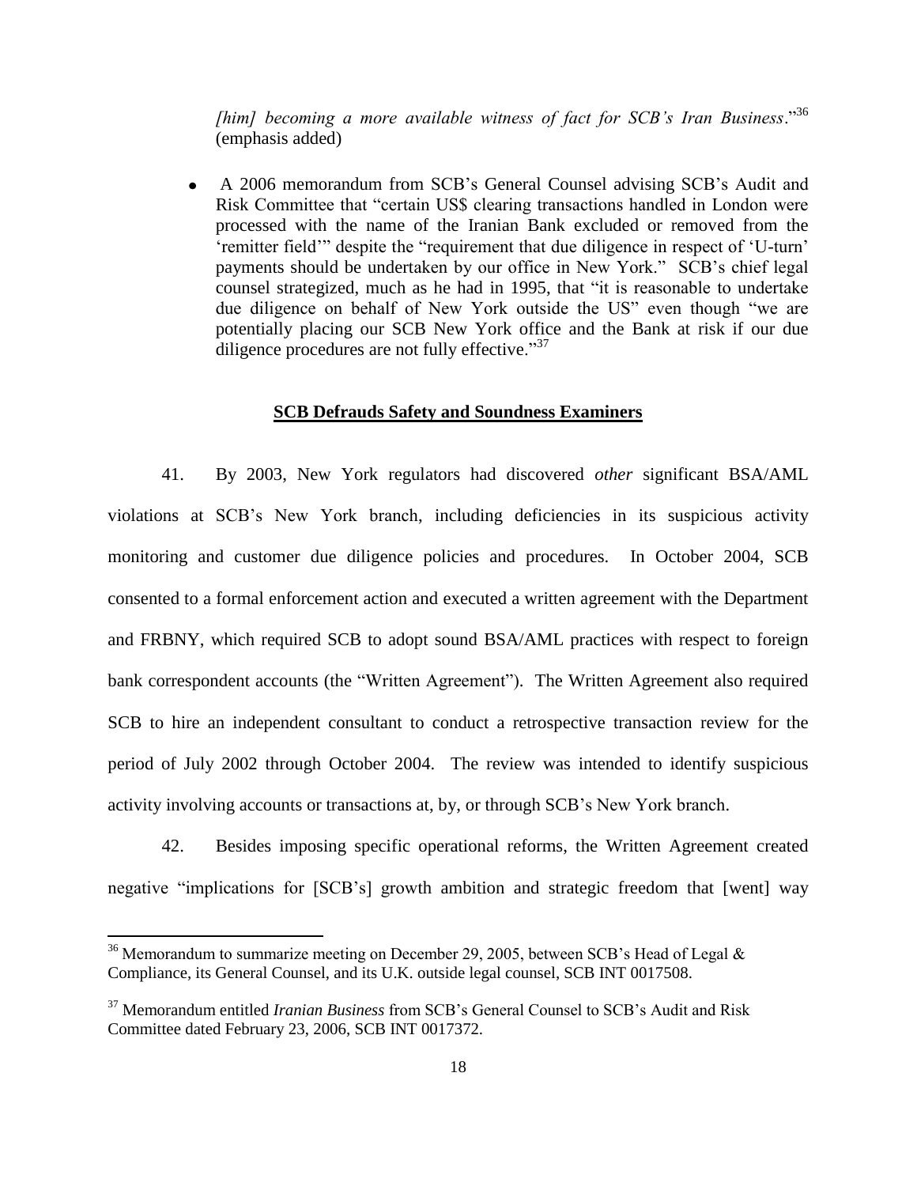*[him] becoming a more available witness of fact for SCB's Iran Business*."[36] (emphasis added)

- A 2006 memorandum from SCB's General Counsel advising SCB's Audit and Risk Committee that "certain US$ clearing transactions handled in London were processed with the name of the Iranian Bank excluded or removed from the 'remitter field'" despite the "requirement that due diligence in respect of 'U-turn' payments should be undertaken by our office in New York." SCB's chief legal counsel strategized, much as he had in 1995, that "it is reasonable to undertake due diligence on behalf of New York outside the US" even though "we are potentially placing our SCB New York office and the Bank at risk if our due diligence procedures are not fully effective."[37]

**SCB Defrauds Safety and Soundness Examiners**

41. By 2003, New York regulators had discovered *other* significant BSA/AML violations at SCB's New York branch, including deficiencies in its suspicious activity monitoring and customer due diligence policies and procedures. In October 2004, SCB consented to a formal enforcement action and executed a written agreement with the Department and FRBNY, which required SCB to adopt sound BSA/AML practices with respect to foreign bank correspondent accounts (the "Written Agreement"). The Written Agreement also required SCB to hire an independent consultant to conduct a retrospective transaction review for the period of July 2002 through October 2004. The review was intended to identify suspicious activity involving accounts or transactions at, by, or through SCB's New York branch.

42. Besides imposing specific operational reforms, the Written Agreement created negative "implications for [SCB's] growth ambition and strategic freedom that [went] way

---

[36] Memorandum to summarize meeting on December 29, 2005, between SCB's Head of Legal & Compliance, its General Counsel, and its U.K. outside legal counsel, SCB INT 0017508.

[37] Memorandum entitled *Iranian Business* from SCB's General Counsel to SCB's Audit and Risk Committee dated February 23, 2006, SCB INT 0017372.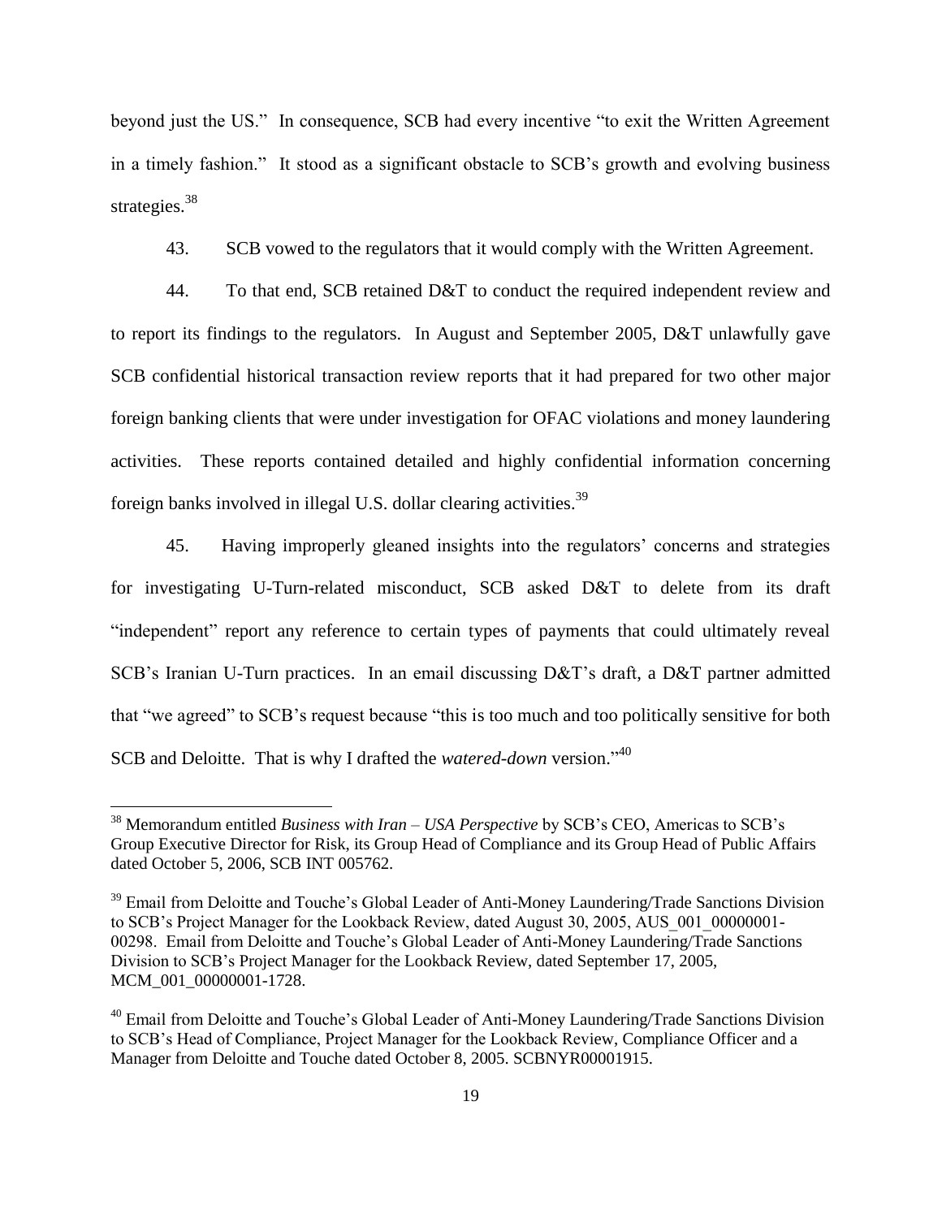beyond just the US." In consequence, SCB had every incentive "to exit the Written Agreement in a timely fashion." It stood as a significant obstacle to SCB's growth and evolving business strategies.[38]

43. SCB vowed to the regulators that it would comply with the Written Agreement.

44. To that end, SCB retained D&T to conduct the required independent review and to report its findings to the regulators. In August and September 2005, D&T unlawfully gave SCB confidential historical transaction review reports that it had prepared for two other major foreign banking clients that were under investigation for OFAC violations and money laundering activities. These reports contained detailed and highly confidential information concerning foreign banks involved in illegal U.S. dollar clearing activities.[39]

45. Having improperly gleaned insights into the regulators' concerns and strategies for investigating U-Turn-related misconduct, SCB asked D&T to delete from its draft "independent" report any reference to certain types of payments that could ultimately reveal SCB's Iranian U-Turn practices. In an email discussing D&T's draft, a D&T partner admitted that "we agreed" to SCB's request because "this is too much and too politically sensitive for both SCB and Deloitte. That is why I drafted the *watered-down* version."[40]

---

[38] Memorandum entitled *Business with Iran – USA Perspective* by SCB's CEO, Americas to SCB's Group Executive Director for Risk, its Group Head of Compliance and its Group Head of Public Affairs dated October 5, 2006, SCB INT 005762.

[39] Email from Deloitte and Touche's Global Leader of Anti-Money Laundering/Trade Sanctions Division to SCB's Project Manager for the Lookback Review, dated August 30, 2005, AUS_001_00000001-00298. Email from Deloitte and Touche's Global Leader of Anti-Money Laundering/Trade Sanctions Division to SCB's Project Manager for the Lookback Review, dated September 17, 2005, MCM_001_00000001-1728.

[40] Email from Deloitte and Touche's Global Leader of Anti-Money Laundering/Trade Sanctions Division to SCB's Head of Compliance, Project Manager for the Lookback Review, Compliance Officer and a Manager from Deloitte and Touche dated October 8, 2005. SCBNYR00001915.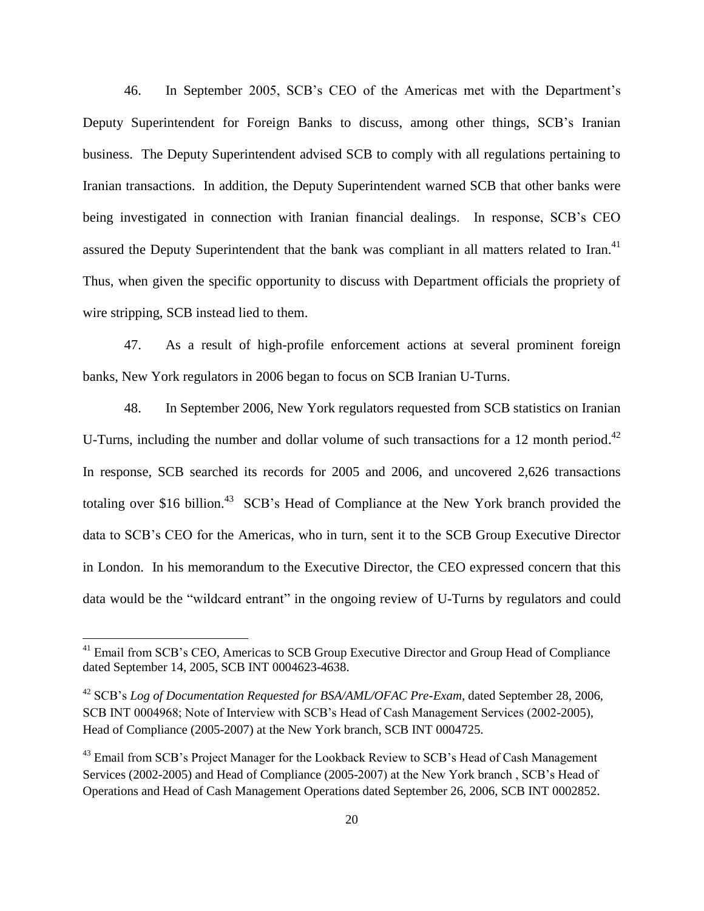46. In September 2005, SCB's CEO of the Americas met with the Department's Deputy Superintendent for Foreign Banks to discuss, among other things, SCB's Iranian business. The Deputy Superintendent advised SCB to comply with all regulations pertaining to Iranian transactions. In addition, the Deputy Superintendent warned SCB that other banks were being investigated in connection with Iranian financial dealings. In response, SCB's CEO assured the Deputy Superintendent that the bank was compliant in all matters related to Iran.[41] Thus, when given the specific opportunity to discuss with Department officials the propriety of wire stripping, SCB instead lied to them.

47. As a result of high-profile enforcement actions at several prominent foreign banks, New York regulators in 2006 began to focus on SCB Iranian U-Turns.

48. In September 2006, New York regulators requested from SCB statistics on Iranian U-Turns, including the number and dollar volume of such transactions for a 12 month period.[42] In response, SCB searched its records for 2005 and 2006, and uncovered 2,626 transactions totaling over $16 billion.[43] SCB's Head of Compliance at the New York branch provided the data to SCB's CEO for the Americas, who in turn, sent it to the SCB Group Executive Director in London. In his memorandum to the Executive Director, the CEO expressed concern that this data would be the "wildcard entrant" in the ongoing review of U-Turns by regulators and could

---

[41] Email from SCB's CEO, Americas to SCB Group Executive Director and Group Head of Compliance dated September 14, 2005, SCB INT 0004623-4638.

[42] SCB's *Log of Documentation Requested for BSA/AML/OFAC Pre-Exam*, dated September 28, 2006, SCB INT 0004968; Note of Interview with SCB's Head of Cash Management Services (2002-2005), Head of Compliance (2005-2007) at the New York branch, SCB INT 0004725.

[43] Email from SCB's Project Manager for the Lookback Review to SCB's Head of Cash Management Services (2002-2005) and Head of Compliance (2005-2007) at the New York branch , SCB's Head of Operations and Head of Cash Management Operations dated September 26, 2006, SCB INT 0002852.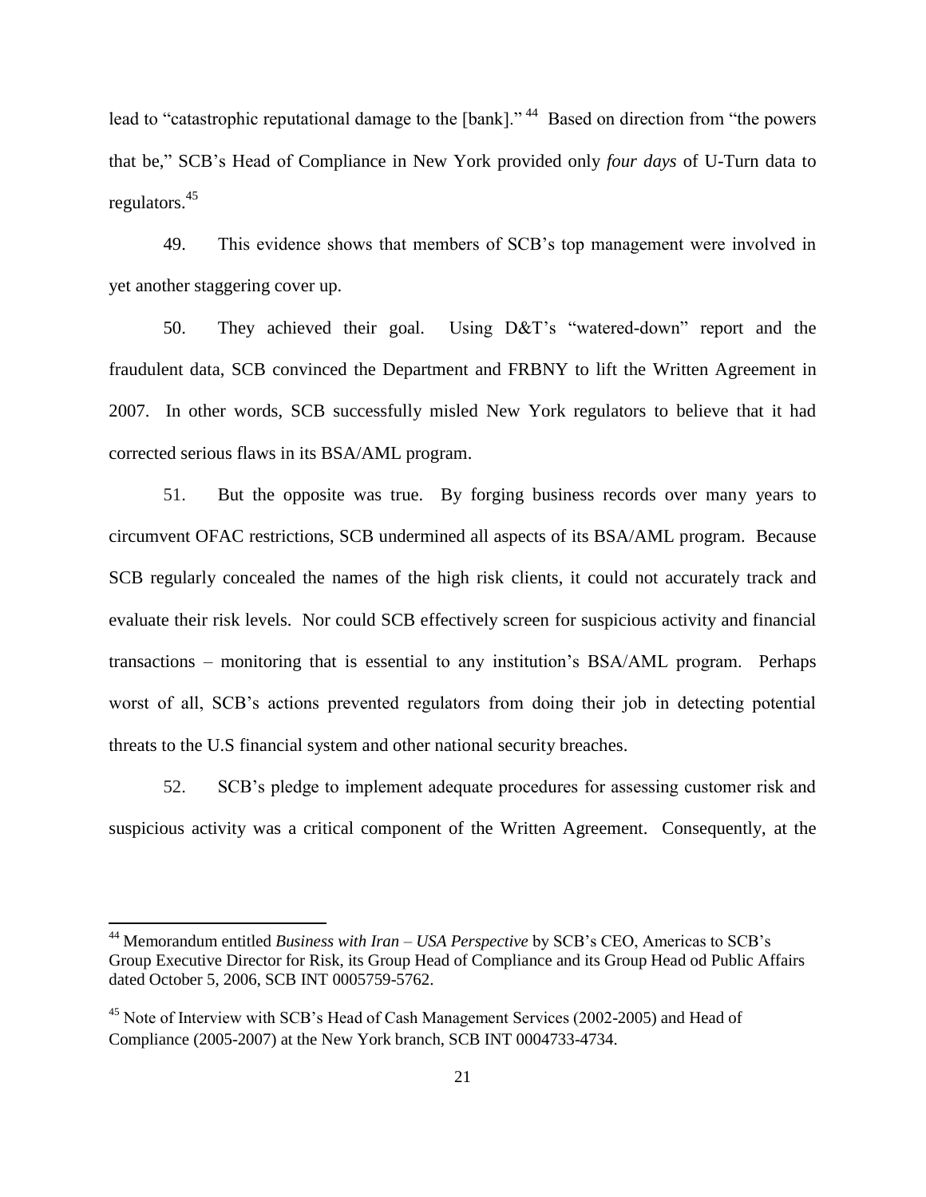lead to "catastrophic reputational damage to the [bank]."[44] Based on direction from "the powers that be," SCB's Head of Compliance in New York provided only *four days* of U-Turn data to regulators.[45]

49. This evidence shows that members of SCB's top management were involved in yet another staggering cover up.

50. They achieved their goal. Using D&T's "watered-down" report and the fraudulent data, SCB convinced the Department and FRBNY to lift the Written Agreement in 2007. In other words, SCB successfully misled New York regulators to believe that it had corrected serious flaws in its BSA/AML program.

51. But the opposite was true. By forging business records over many years to circumvent OFAC restrictions, SCB undermined all aspects of its BSA/AML program. Because SCB regularly concealed the names of the high risk clients, it could not accurately track and evaluate their risk levels. Nor could SCB effectively screen for suspicious activity and financial transactions – monitoring that is essential to any institution's BSA/AML program. Perhaps worst of all, SCB's actions prevented regulators from doing their job in detecting potential threats to the U.S financial system and other national security breaches.

52. SCB's pledge to implement adequate procedures for assessing customer risk and suspicious activity was a critical component of the Written Agreement. Consequently, at the

---

[44] Memorandum entitled *Business with Iran – USA Perspective* by SCB's CEO, Americas to SCB's Group Executive Director for Risk, its Group Head of Compliance and its Group Head od Public Affairs dated October 5, 2006, SCB INT 0005759-5762.

[45] Note of Interview with SCB's Head of Cash Management Services (2002-2005) and Head of Compliance (2005-2007) at the New York branch, SCB INT 0004733-4734.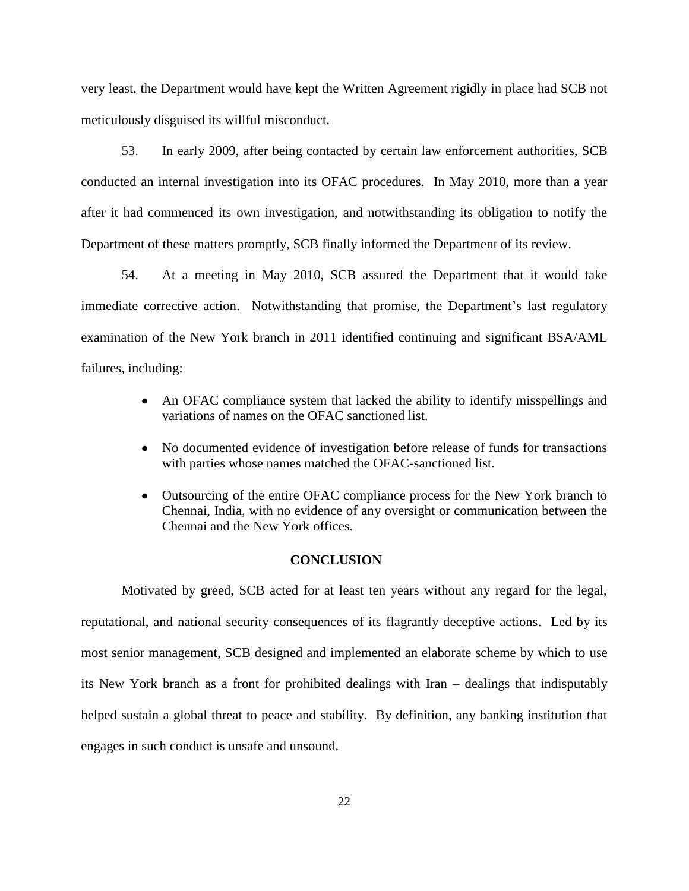very least, the Department would have kept the Written Agreement rigidly in place had SCB not meticulously disguised its willful misconduct.

53. In early 2009, after being contacted by certain law enforcement authorities, SCB conducted an internal investigation into its OFAC procedures. In May 2010, more than a year after it had commenced its own investigation, and notwithstanding its obligation to notify the Department of these matters promptly, SCB finally informed the Department of its review.

54. At a meeting in May 2010, SCB assured the Department that it would take immediate corrective action. Notwithstanding that promise, the Department's last regulatory examination of the New York branch in 2011 identified continuing and significant BSA/AML failures, including:

- An OFAC compliance system that lacked the ability to identify misspellings and variations of names on the OFAC sanctioned list.
- No documented evidence of investigation before release of funds for transactions with parties whose names matched the OFAC-sanctioned list.
- Outsourcing of the entire OFAC compliance process for the New York branch to Chennai, India, with no evidence of any oversight or communication between the Chennai and the New York offices.

## CONCLUSION

Motivated by greed, SCB acted for at least ten years without any regard for the legal, reputational, and national security consequences of its flagrantly deceptive actions. Led by its most senior management, SCB designed and implemented an elaborate scheme by which to use its New York branch as a front for prohibited dealings with Iran – dealings that indisputably helped sustain a global threat to peace and stability. By definition, any banking institution that engages in such conduct is unsafe and unsound.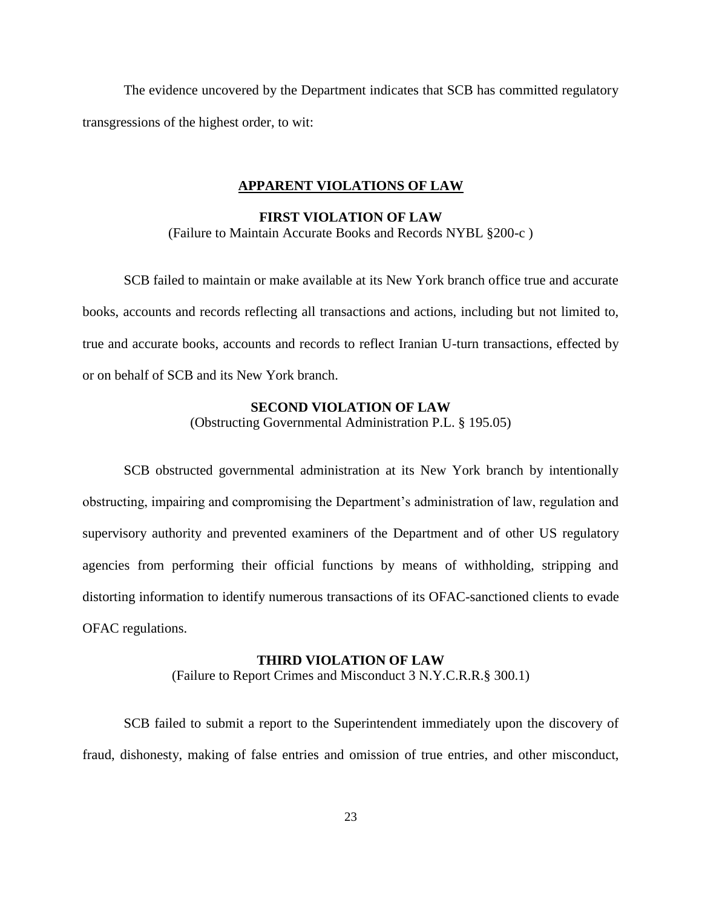The evidence uncovered by the Department indicates that SCB has committed regulatory transgressions of the highest order, to wit:

## APPARENT VIOLATIONS OF LAW

### FIRST VIOLATION OF LAW

(Failure to Maintain Accurate Books and Records NYBL §200-c )

SCB failed to maintain or make available at its New York branch office true and accurate books, accounts and records reflecting all transactions and actions, including but not limited to, true and accurate books, accounts and records to reflect Iranian U-turn transactions, effected by or on behalf of SCB and its New York branch.

### SECOND VIOLATION OF LAW

(Obstructing Governmental Administration P.L. § 195.05)

SCB obstructed governmental administration at its New York branch by intentionally obstructing, impairing and compromising the Department's administration of law, regulation and supervisory authority and prevented examiners of the Department and of other US regulatory agencies from performing their official functions by means of withholding, stripping and distorting information to identify numerous transactions of its OFAC-sanctioned clients to evade OFAC regulations.

### THIRD VIOLATION OF LAW

(Failure to Report Crimes and Misconduct 3 N.Y.C.R.R.§ 300.1)

SCB failed to submit a report to the Superintendent immediately upon the discovery of fraud, dishonesty, making of false entries and omission of true entries, and other misconduct,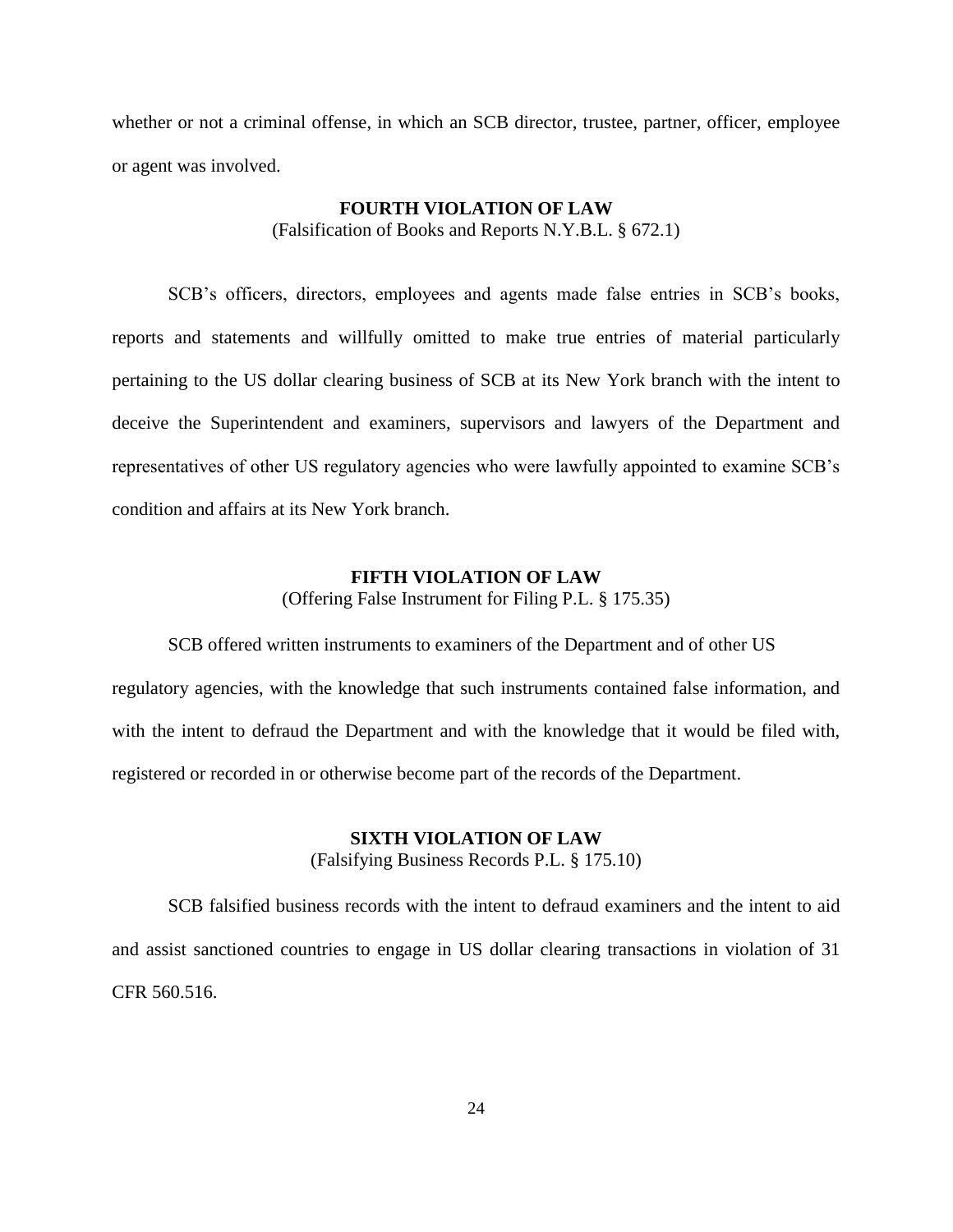whether or not a criminal offense, in which an SCB director, trustee, partner, officer, employee or agent was involved.

**FOURTH VIOLATION OF LAW**
(Falsification of Books and Reports N.Y.B.L. § 672.1)

SCB's officers, directors, employees and agents made false entries in SCB's books, reports and statements and willfully omitted to make true entries of material particularly pertaining to the US dollar clearing business of SCB at its New York branch with the intent to deceive the Superintendent and examiners, supervisors and lawyers of the Department and representatives of other US regulatory agencies who were lawfully appointed to examine SCB's condition and affairs at its New York branch.

**FIFTH VIOLATION OF LAW**
(Offering False Instrument for Filing P.L. § 175.35)

SCB offered written instruments to examiners of the Department and of other US regulatory agencies, with the knowledge that such instruments contained false information, and with the intent to defraud the Department and with the knowledge that it would be filed with, registered or recorded in or otherwise become part of the records of the Department.

**SIXTH VIOLATION OF LAW**
(Falsifying Business Records P.L. § 175.10)

SCB falsified business records with the intent to defraud examiners and the intent to aid and assist sanctioned countries to engage in US dollar clearing transactions in violation of 31 CFR 560.516.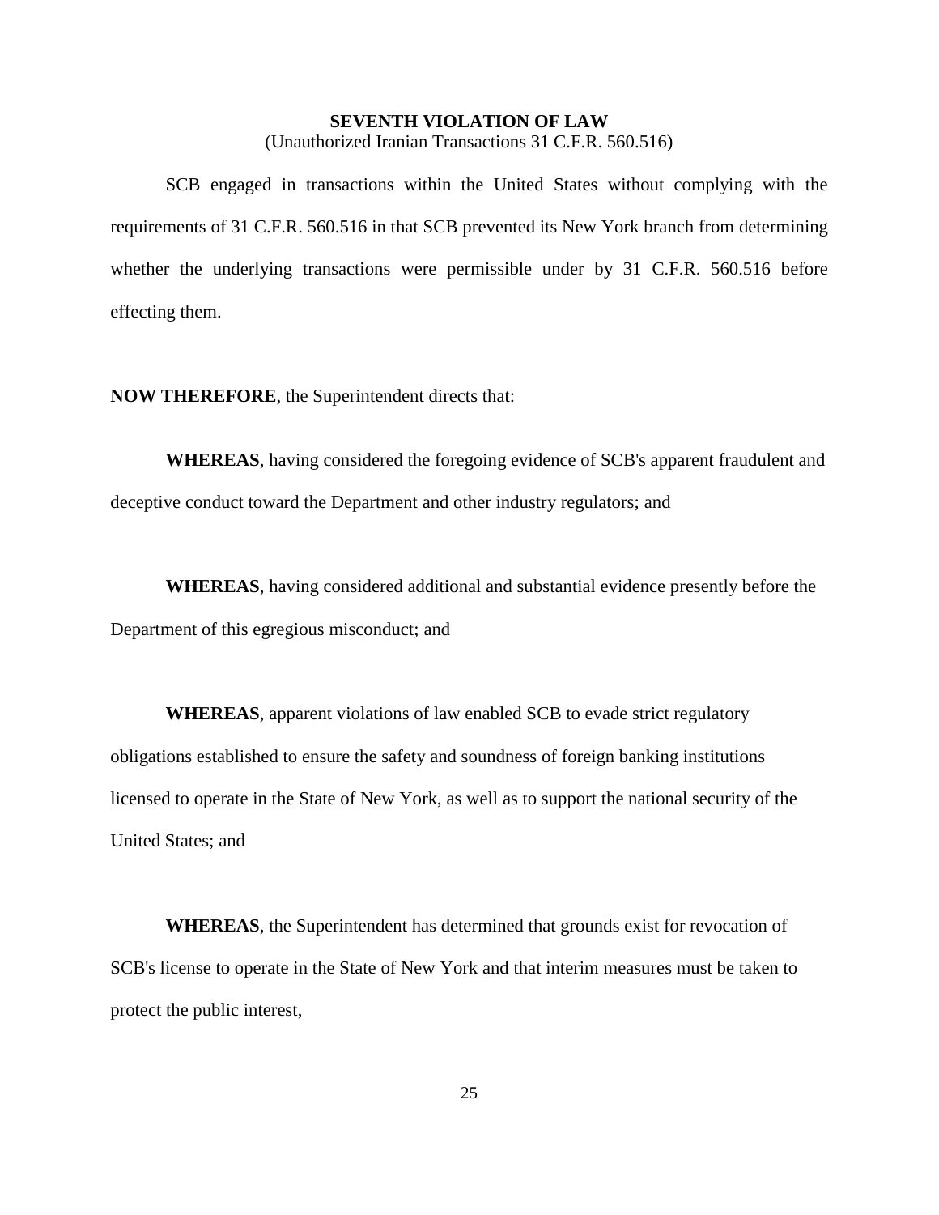**SEVENTH VIOLATION OF LAW**
(Unauthorized Iranian Transactions 31 C.F.R. 560.516)

SCB engaged in transactions within the United States without complying with the requirements of 31 C.F.R. 560.516 in that SCB prevented its New York branch from determining whether the underlying transactions were permissible under by 31 C.F.R. 560.516 before effecting them.

**NOW THEREFORE**, the Superintendent directs that:

**WHEREAS**, having considered the foregoing evidence of SCB's apparent fraudulent and deceptive conduct toward the Department and other industry regulators; and

**WHEREAS**, having considered additional and substantial evidence presently before the Department of this egregious misconduct; and

**WHEREAS**, apparent violations of law enabled SCB to evade strict regulatory obligations established to ensure the safety and soundness of foreign banking institutions licensed to operate in the State of New York, as well as to support the national security of the United States; and

**WHEREAS**, the Superintendent has determined that grounds exist for revocation of SCB's license to operate in the State of New York and that interim measures must be taken to protect the public interest,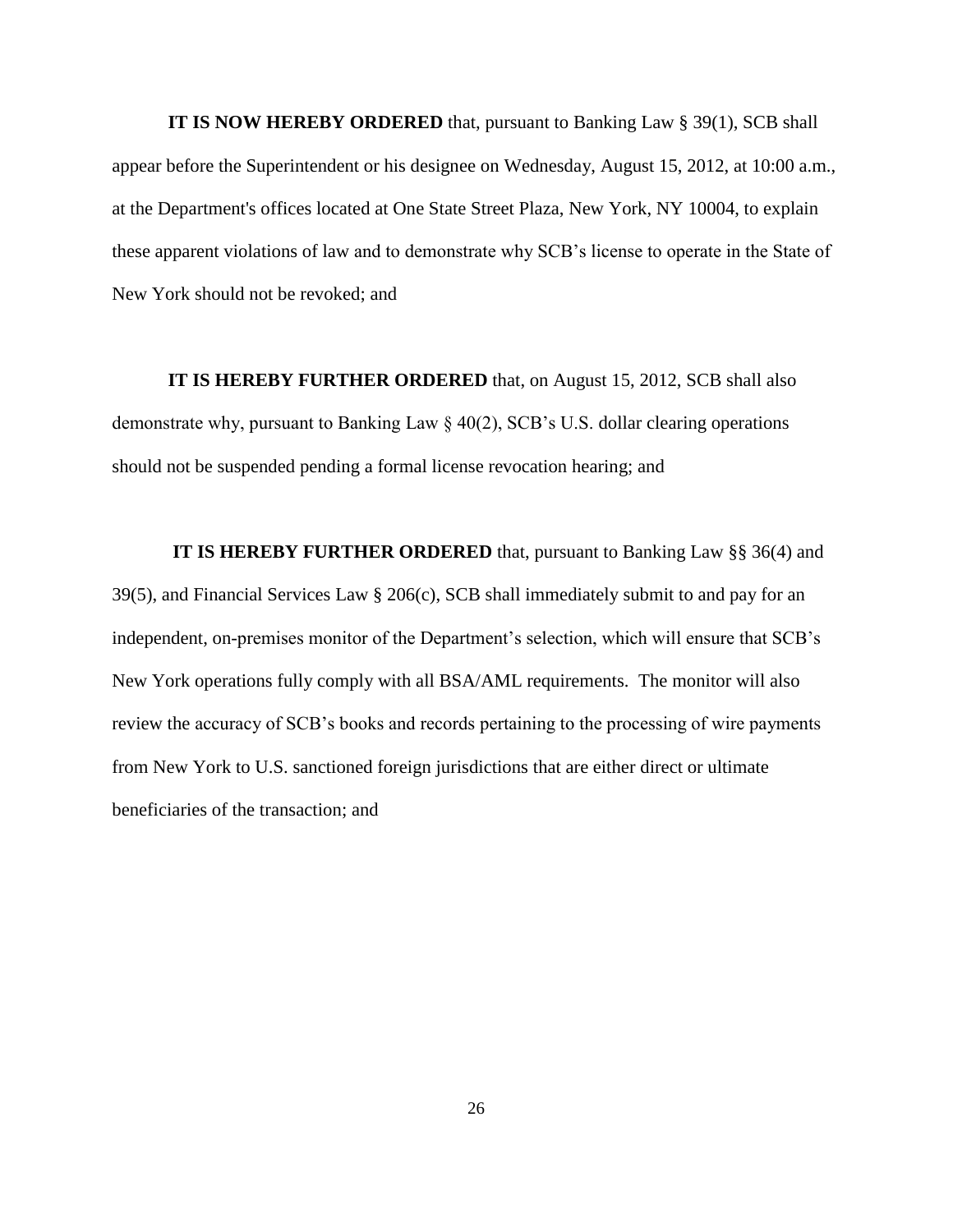**IT IS NOW HEREBY ORDERED** that, pursuant to Banking Law § 39(1), SCB shall appear before the Superintendent or his designee on Wednesday, August 15, 2012, at 10:00 a.m., at the Department's offices located at One State Street Plaza, New York, NY 10004, to explain these apparent violations of law and to demonstrate why SCB's license to operate in the State of New York should not be revoked; and

**IT IS HEREBY FURTHER ORDERED** that, on August 15, 2012, SCB shall also demonstrate why, pursuant to Banking Law § 40(2), SCB's U.S. dollar clearing operations should not be suspended pending a formal license revocation hearing; and

**IT IS HEREBY FURTHER ORDERED** that, pursuant to Banking Law §§ 36(4) and 39(5), and Financial Services Law § 206(c), SCB shall immediately submit to and pay for an independent, on-premises monitor of the Department's selection, which will ensure that SCB's New York operations fully comply with all BSA/AML requirements. The monitor will also review the accuracy of SCB's books and records pertaining to the processing of wire payments from New York to U.S. sanctioned foreign jurisdictions that are either direct or ultimate beneficiaries of the transaction; and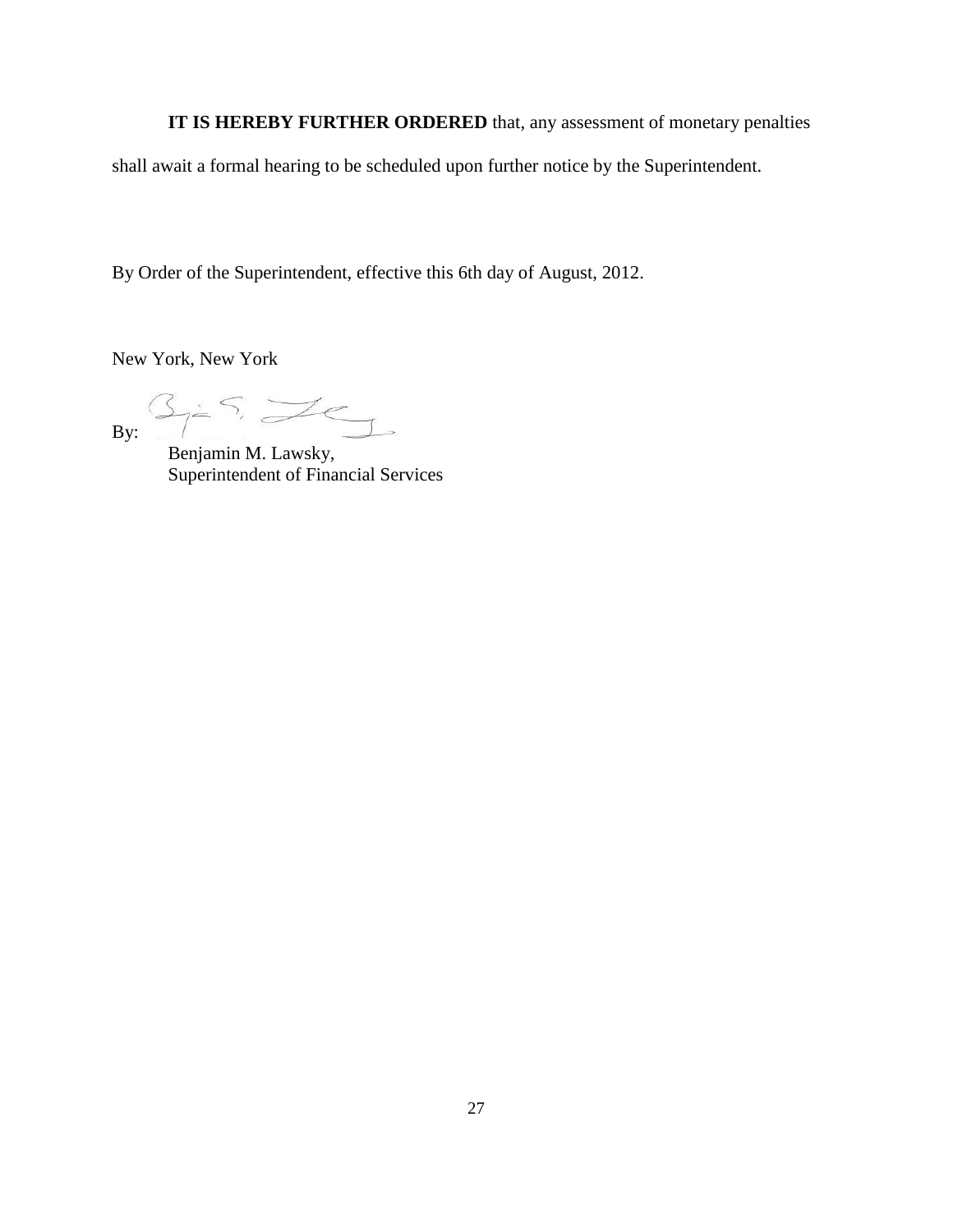**IT IS HEREBY FURTHER ORDERED** that, any assessment of monetary penalties shall await a formal hearing to be scheduled upon further notice by the Superintendent.

By Order of the Superintendent, effective this 6th day of August, 2012.

New York, New York

By:

Benjamin M. Lawsky,
Superintendent of Financial Services